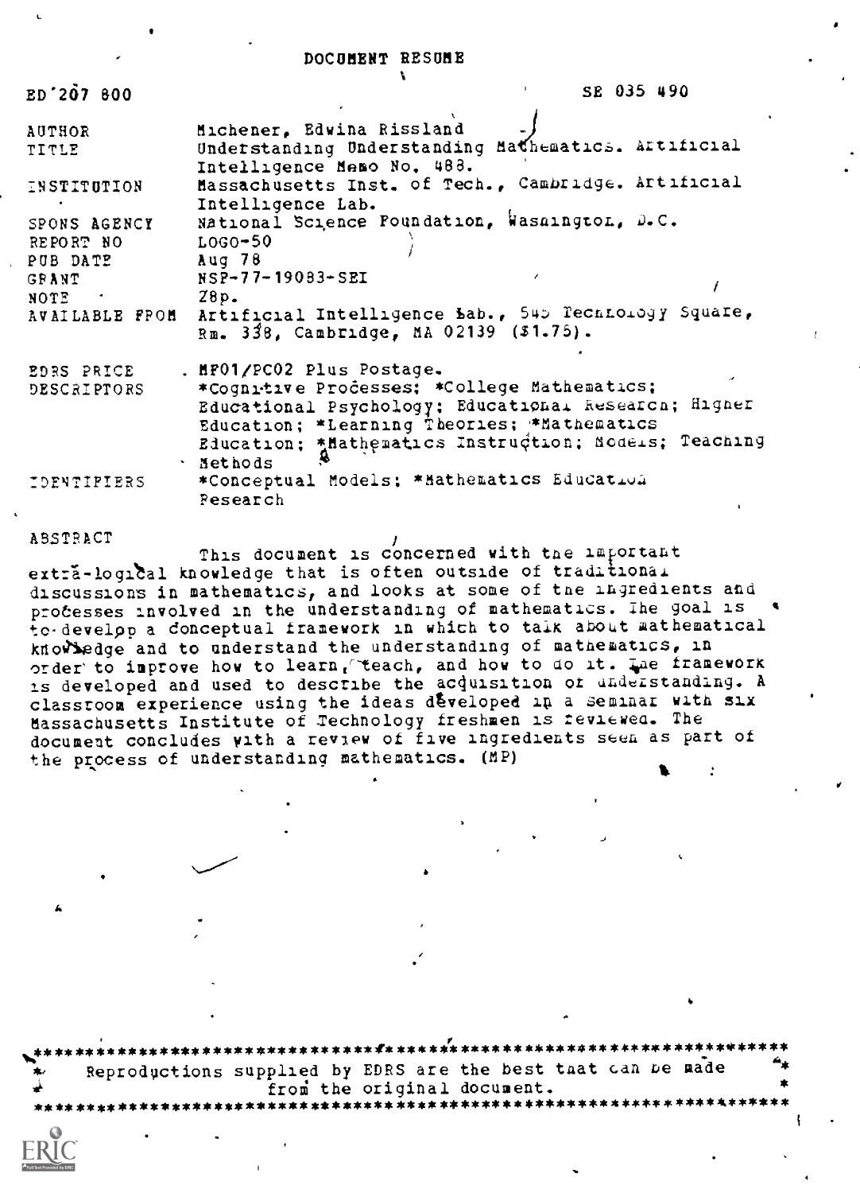DOCUMENT RESUME

| | |
|---|---|
| ED 207 800 | SE 035 490 |
| AUTHOR | Michener, Edwina Rissland |
| TITLE | Understanding Understanding Mathematics. Artificial Intelligence Memo No. 488. |
| INSTITUTION | Massachusetts Inst. of Tech., Cambridge. Artificial Intelligence Lab. |
| SPONS AGENCY | National Science Foundation, Washington, D.C. |
| REPORT NO | LOGO-50 |
| PUB DATE | Aug 78 |
| GRANT | NSF-77-19083-SEI |
| NOTE | 28p. |
| AVAILABLE FROM | Artificial Intelligence Lab., 545 Technology Square, Rm. 338, Cambridge, MA 02139 ($1.75). |
| EDRS PRICE | MF01/PC02 Plus Postage. |
| DESCRIPTORS | *Cognitive Processes; *College Mathematics; Educational Psychology; Educational Research; Higher Education; *Learning Theories; *Mathematics Education; *Mathematics Instruction; Models; Teaching Methods |
| IDENTIFIERS | *Conceptual Models; *Mathematics Education Research |

ABSTRACT

This document is concerned with the important extra-logical knowledge that is often outside of traditional discussions in mathematics, and looks at some of the ingredients and processes involved in the understanding of mathematics. The goal is to develop a conceptual framework in which to talk about mathematical knowledge and to understand the understanding of mathematics, in order to improve how to learn, teach, and how to do it. The framework is developed and used to describe the acquisition of understanding. A classroom experience using the ideas developed in a seminar with six Massachusetts Institute of Technology freshmen is reviewed. The document concludes with a review of five ingredients seen as part of the process of understanding mathematics. (MP)

Reproductions supplied by EDRS are the best that can be made from the original document.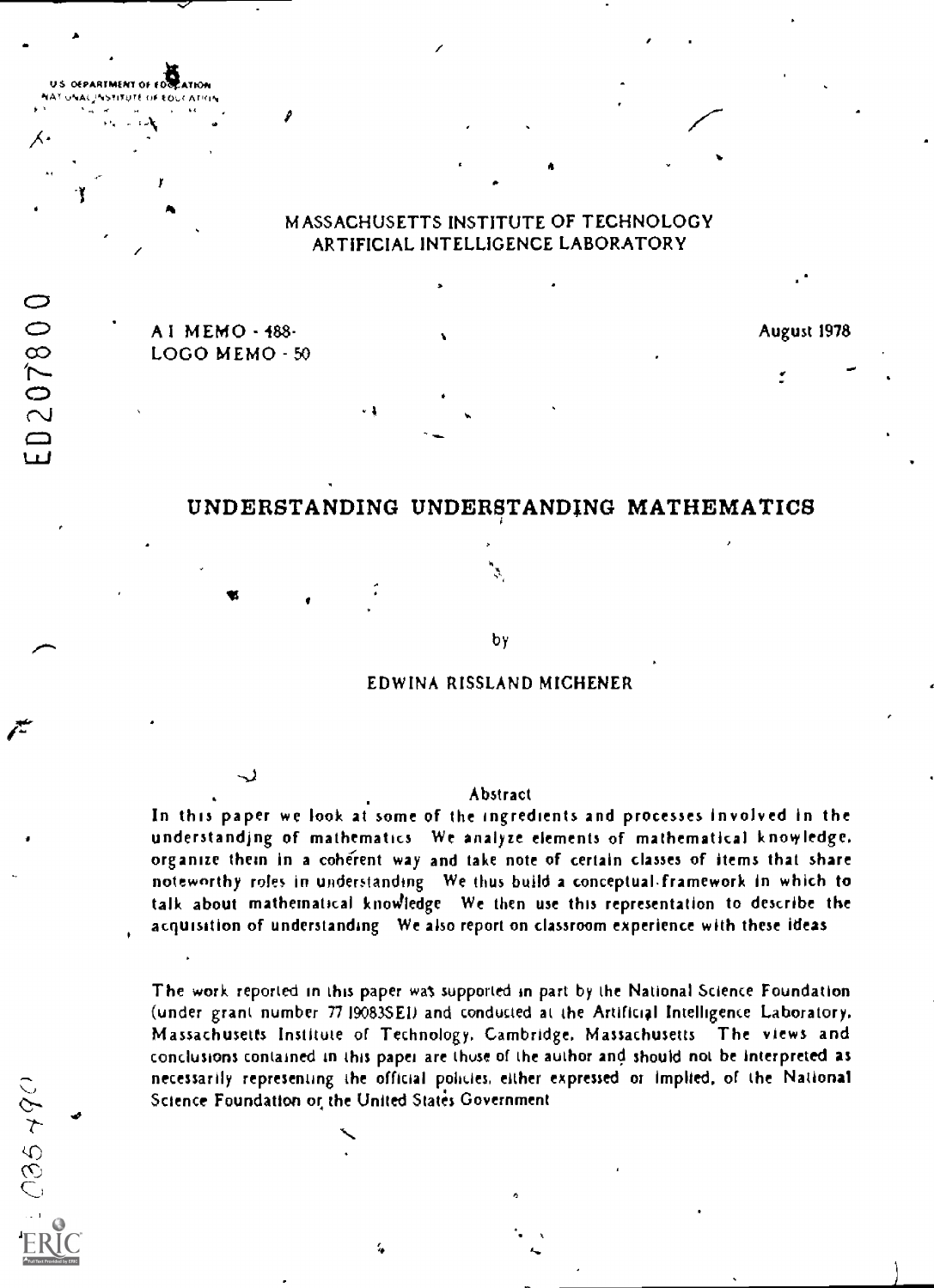MASSACHUSETTS INSTITUTE OF TECHNOLOGY
ARTIFICIAL INTELLIGENCE LABORATORY

A I MEMO - 488
LOGO MEMO - 50

August 1978

# UNDERSTANDING UNDERSTANDING MATHEMATICS

by

EDWINA RISSLAND MICHENER

Abstract

In this paper we look at some of the ingredients and processes involved in the understanding of mathematics. We analyze elements of mathematical knowledge, organize them in a coherent way and take note of certain classes of items that share noteworthy roles in understanding. We thus build a conceptual framework in which to talk about mathematical knowledge. We then use this representation to describe the acquisition of understanding. We also report on classroom experience with these ideas.

The work reported in this paper was supported in part by the National Science Foundation (under grant number 77 19083SED) and conducted at the Artificial Intelligence Laboratory, Massachusetts Institute of Technology, Cambridge, Massachusetts. The views and conclusions contained in this paper are those of the author and should not be interpreted as necessarily representing the official policies, either expressed or implied, of the National Science Foundation or the United States Government.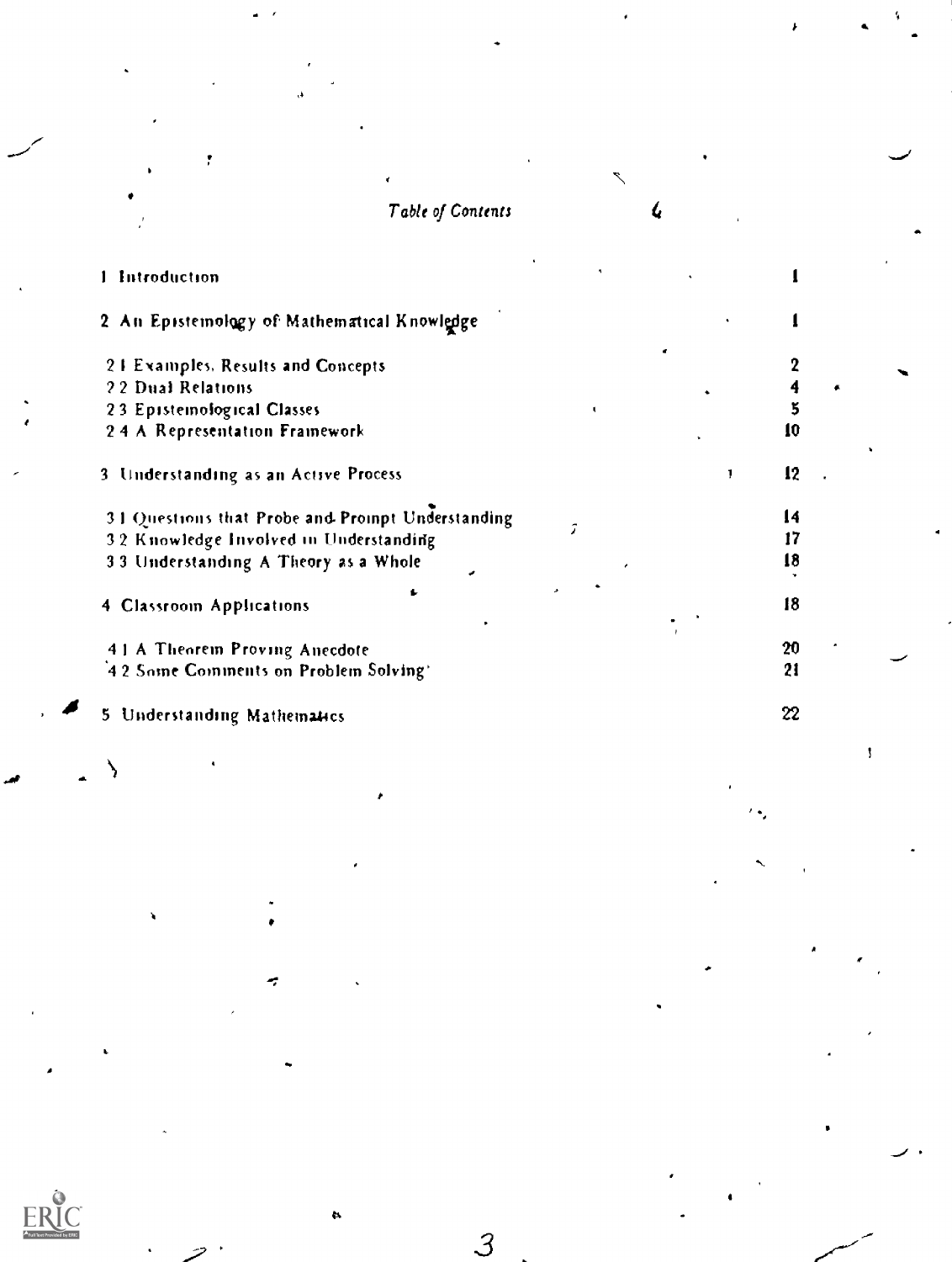## Table of Contents

| | |
|---|---|
| 1 Introduction | 1 |
| 2 An Epistemology of Mathematical Knowledge | 1 |
| 2.1 Examples, Results and Concepts | 2 |
| 2.2 Dual Relations | 4 |
| 2.3 Epistemological Classes | 5 |
| 2.4 A Representation Framework | 10 |
| 3 Understanding as an Active Process | 12 |
| 3.1 Questions that Probe and Prompt Understanding | 14 |
| 3.2 Knowledge Involved in Understanding | 17 |
| 3.3 Understanding A Theory as a Whole | 18 |
| 4 Classroom Applications | 18 |
| 4.1 A Theorem Proving Anecdote | 20 |
| 4.2 Some Comments on Problem Solving | 21 |
| 5 Understanding Mathematics | 22 |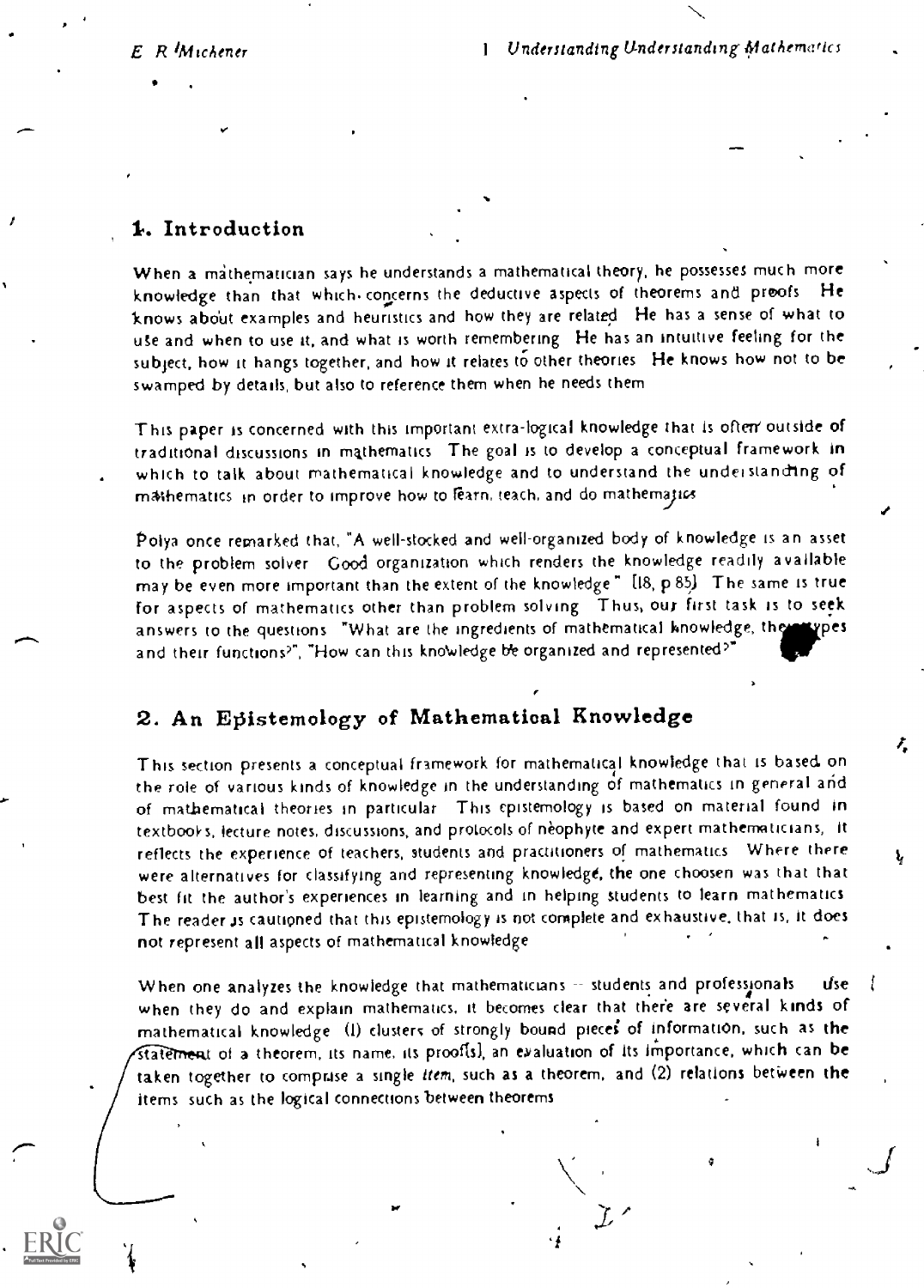## 1. Introduction

When a mathematician says he understands a mathematical theory, he possesses much more knowledge than that which concerns the deductive aspects of theorems and proofs He knows about examples and heuristics and how they are related He has a sense of what to use and when to use it, and what is worth remembering He has an intuitive feeling for the subject, how it hangs together, and how it relates to other theories He knows how not to be swamped by details, but also to reference them when he needs them

This paper is concerned with this important extra-logical knowledge that is often outside of traditional discussions in mathematics The goal is to develop a conceptual framework in which to talk about mathematical knowledge and to understand the understanding of mathematics in order to improve how to learn, teach, and do mathematics

Polya once remarked that, "A well-stocked and well-organized body of knowledge is an asset to the problem solver Good organization which renders the knowledge readily available may be even more important than the extent of the knowledge" [18, p 85] The same is true for aspects of mathematics other than problem solving Thus, our first task is to seek answers to the questions "What are the ingredients of mathematical knowledge, the types and their functions?", "How can this knowledge be organized and represented?"

## 2. An Epistemology of Mathematical Knowledge

This section presents a conceptual framework for mathematical knowledge that is based on the role of various kinds of knowledge in the understanding of mathematics in general and of mathematical theories in particular This epistemology is based on material found in textbooks, lecture notes, discussions, and protocols of neophyte and expert mathematicians, it reflects the experience of teachers, students and practitioners of mathematics Where there were alternatives for classifying and representing knowledge, the one choosen was that that best fit the author's experiences in learning and in helping students to learn mathematics The reader is cautioned that this epistemology is not complete and exhaustive, that is, it does not represent all aspects of mathematical knowledge

When one analyzes the knowledge that mathematicians -- students and professionals use when they do and explain mathematics, it becomes clear that there are several kinds of mathematical knowledge (1) clusters of strongly bound pieces of information, such as the statement of a theorem, its name, its proof(s), an evaluation of its importance, which can be taken together to comprise a single *item*, such as a theorem, and (2) relations between the items such as the logical connections between theorems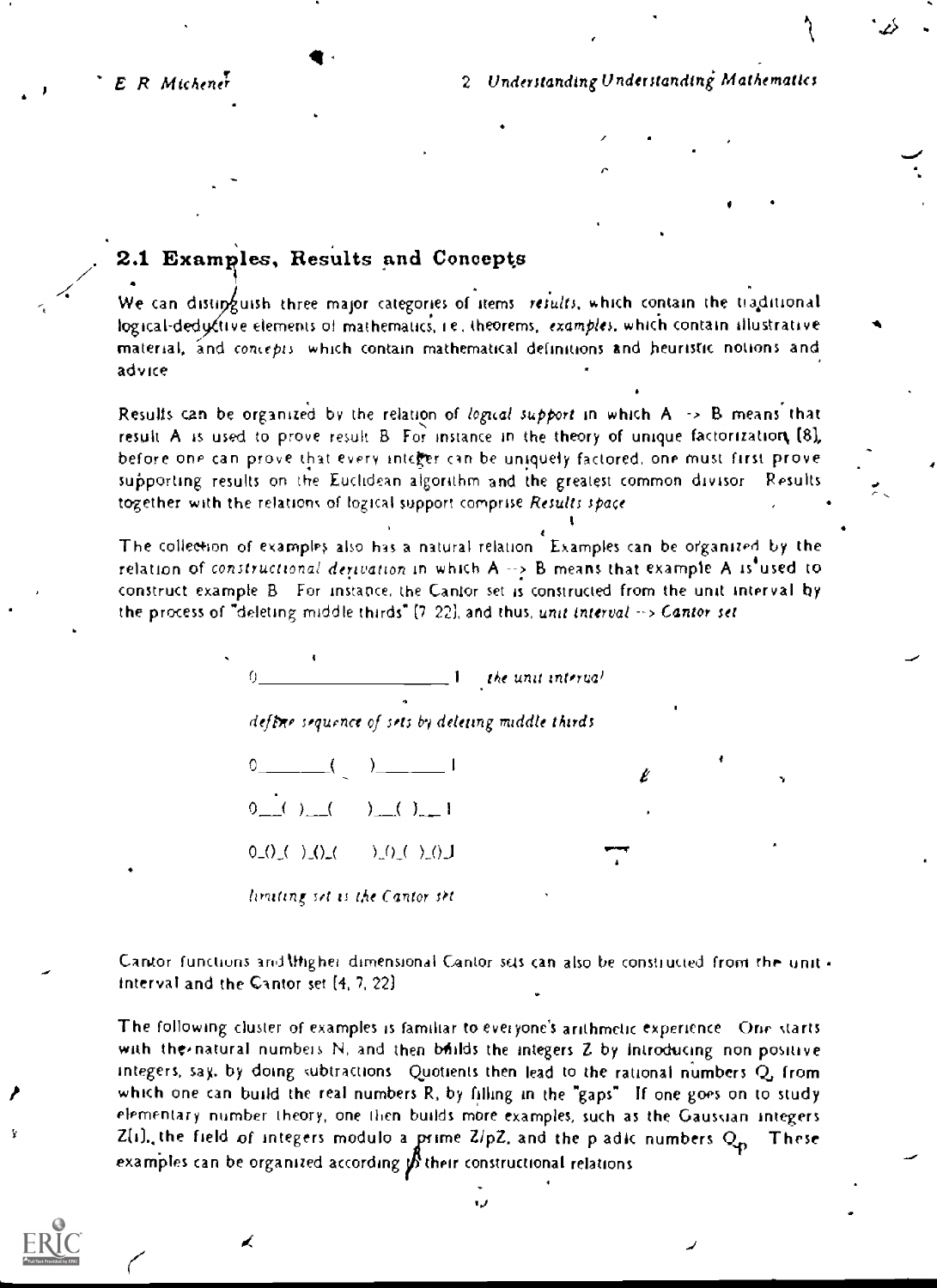## 2.1 Examples, Results and Concepts

We can distinguish three major categories of items *results*, which contain the traditional logical-deductive elements of mathematics, i.e., theorems, *examples*, which contain illustrative material, and *concepts* which contain mathematical definitions and heuristic notions and advice

Results can be organized by the relation of *logical support* in which A -> B means that result A is used to prove result B For instance in the theory of unique factorization [8], before one can prove that every integer can be uniquely factored, one must first prove supporting results on the Euclidean algorithm and the greatest common divisor Results together with the relations of logical support comprise *Results space*

The collection of examples also has a natural relation Examples can be organized by the relation of *constructional derivation* in which A --> B means that example A is used to construct example B For instance, the Cantor set is constructed from the unit interval by the process of "deleting middle thirds" [7 22], and thus, *unit interval --> Cantor set*

```
0____________________1   the unit interval

define sequence of sets by deleting middle thirds

0_______(    )_______1

0__( )__(    )__( )__1

0_()_( )_()_(    )_()_( )_()_1

limiting set is the Cantor set
```

Cantor functions and higher dimensional Cantor sets can also be constructed from the unit interval and the Cantor set [4, 7, 22]

The following cluster of examples is familiar to everyone's arithmetic experience One starts with the natural numbers N, and then builds the integers Z by introducing non positive integers, say, by doing subtractions Quotients then lead to the rational numbers Q, from which one can build the real numbers R, by filling in the "gaps" If one goes on to study elementary number theory, one then builds more examples, such as the Gaussian integers Z[i], the field of integers modulo a prime Z/pZ, and the p adic numbers $Q_p$ These examples can be organized according to their constructional relations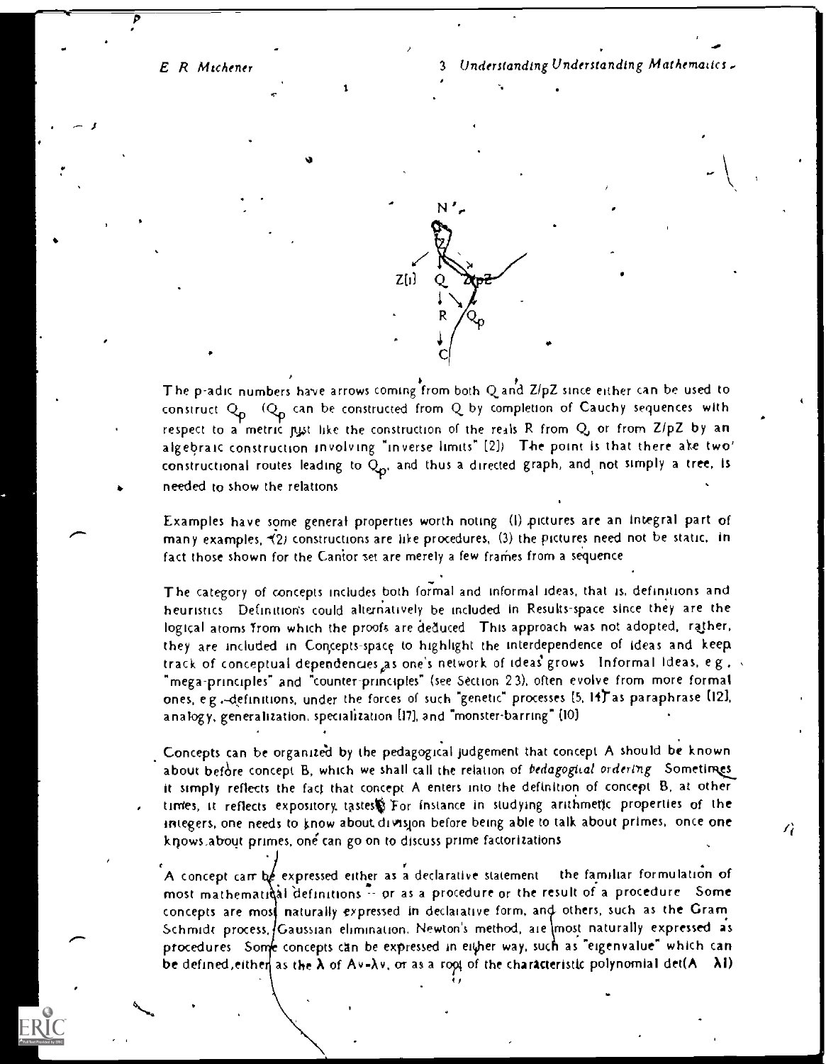The p-adic numbers have arrows coming from both Q and Z/pZ since either can be used to construct $Q_p$ ($Q_p$ can be constructed from Q by completion of Cauchy sequences with respect to a metric just like the construction of the reals R from Q, or from Z/pZ by an algebraic construction involving "inverse limits" [2]) The point is that there are two constructional routes leading to $Q_p$, and thus a directed graph, and not simply a tree, is needed to show the relations

Examples have some general properties worth noting (1) pictures are an integral part of many examples, (2) constructions are like procedures, (3) the pictures need not be static, in fact those shown for the Cantor set are merely a few frames from a sequence

The category of concepts includes both formal and informal ideas, that is, definitions and heuristics Definitions could alternatively be included in Results-space since they are the logical atoms from which the proofs are deduced This approach was not adopted, rather, they are included in Concepts-space to highlight the interdependence of ideas and keep track of conceptual dependencies as one's network of ideas grows Informal ideas, e g, "mega-principles" and "counter-principles" (see Section 2 3), often evolve from more formal ones, e g, definitions, under the forces of such "genetic" processes [5, 14] as paraphrase [12], analogy, generalization, specialization [17], and "monster-barring" [10]

Concepts can be organized by the pedagogical judgement that concept A should be known about before concept B, which we shall call the relation of *pedagogical ordering* Sometimes it simply reflects the fact that concept A enters into the definition of concept B, at other times, it reflects expository tastes For instance in studying arithmetic properties of the integers, one needs to know about division before being able to talk about primes, once one knows about primes, one can go on to discuss prime factorizations

A concept can be expressed either as a declarative statement -- the familiar formulation of most mathematical definitions -- or as a procedure or the result of a procedure Some concepts are most naturally expressed in declarative form, and others, such as the Gram Schmidt process, Gaussian elimination, Newton's method, are most naturally expressed as procedures Some concepts can be expressed in either way, such as "eigenvalue" which can be defined either as the $\lambda$ of $Av=\lambda v$, or as a root of the characteristic polynomial $\det(A - \lambda I)$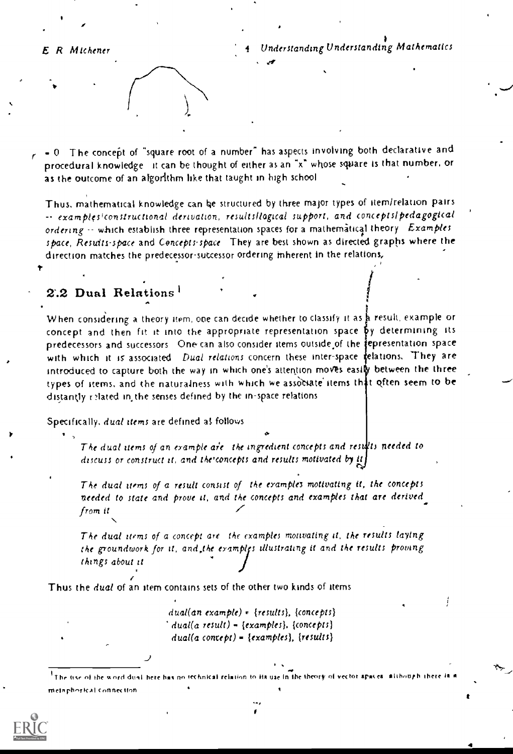= 0 The concept of "square root of a number" has aspects involving both declarative and procedural knowledge it can be thought of either as an "x" whose square is that number, or as the outcome of an algorithm like that taught in high school

Thus, mathematical knowledge can be structured by three major types of item/relation pairs -- *examples/constructional derivation, results/logical support, and concepts/pedagogical ordering* -- which establish three representation spaces for a mathematical theory *Examples space*, *Results-space* and *Concepts-space* They are best shown as directed graphs where the direction matches the predecessor-successor ordering inherent in the relations.

## 2.2 Dual Relations[1]

When considering a theory item, one can decide whether to classify it as a result, example or concept and then fit it into the appropriate representation space by determining its predecessors and successors One can also consider items outside of the representation space with which it is associated *Dual relations* concern these inter-space relations. They are introduced to capture both the way in which one's attention moves easily between the three types of items, and the naturalness with which we associate items that often seem to be distantly related in the senses defined by the in-space relations

Specifically, *dual items* are defined as follows

> *The dual items of an example are the ingredient concepts and results needed to discuss or construct it, and the concepts and results motivated by it*
>
> *The dual items of a result consist of the examples motivating it, the concepts needed to state and prove it, and the concepts and examples that are derived from it*
>
> *The dual items of a concept are the examples motivating it, the results laying the groundwork for it, and the examples illustrating it and the results proving things about it*

Thus the *dual* of an item contains sets of the other two kinds of items

*dual(an example) = {results}, {concepts}*
*dual(a result) = {examples}, {concepts}*
*dual(a concept) = {examples}, {results}*

---

[1] The use of the word dual here has no technical relation to its use in the theory of vector spaces although there is a metaphorical connection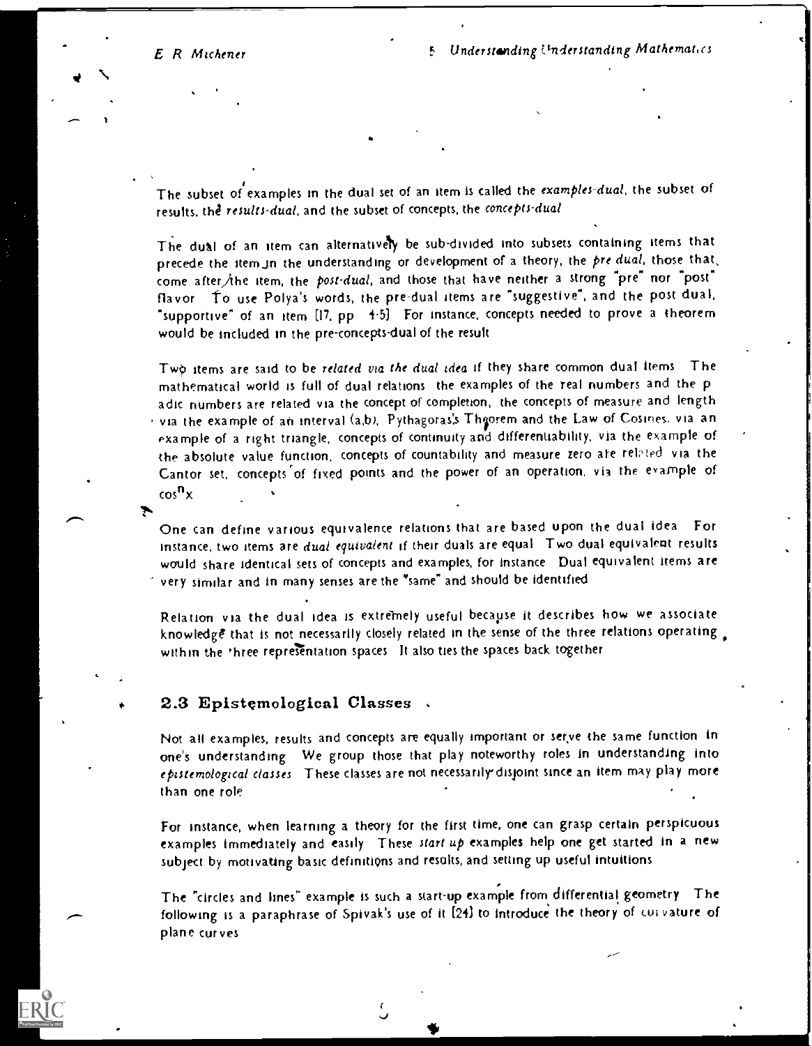The subset of examples in the dual set of an item is called the *examples-dual*, the subset of results, the *results-dual*, and the subset of concepts, the *concepts-dual*

The dual of an item can alternatively be sub-divided into subsets containing items that precede the item in the understanding or development of a theory, the *pre dual*, those that come after the item, the *post-dual*, and those that have neither a strong "pre" nor "post" flavor To use Polya's words, the pre-dual items are "suggestive", and the post dual, "supportive" of an item [17, pp 4-5] For instance, concepts needed to prove a theorem would be included in the pre-concepts-dual of the result

Two items are said to be *related via the dual idea* if they share common dual items The mathematical world is full of dual relations the examples of the real numbers and the p adic numbers are related via the concept of completion, the concepts of measure and length via the example of an interval (a,b), Pythagoras's Theorem and the Law of Cosines, via an example of a right triangle, concepts of continuity and differentiability, via the example of the absolute value function, concepts of countability and measure zero are related via the Cantor set, concepts of fixed points and the power of an operation, via the example of $\cos^n x$

One can define various equivalence relations that are based upon the dual idea For instance, two items are *dual equivalent* if their duals are equal Two dual equivalent results would share identical sets of concepts and examples, for instance Dual equivalent items are very similar and in many senses are the "same" and should be identified

Relation via the dual idea is extremely useful because it describes how we associate knowledge that is not necessarily closely related in the sense of the three relations operating within the three representation spaces It also ties the spaces back together

## 2.3 Epistemological Classes

Not all examples, results and concepts are equally important or serve the same function in one's understanding We group those that play noteworthy roles in understanding into *epistemological classes* These classes are not necessarily disjoint since an item may play more than one role

For instance, when learning a theory for the first time, one can grasp certain perspicuous examples immediately and easily These *start up* examples help one get started in a new subject by motivating basic definitions and results, and setting up useful intuitions

The "circles and lines" example is such a start-up example from differential geometry The following is a paraphrase of Spivak's use of it [24] to introduce the theory of curvature of plane curves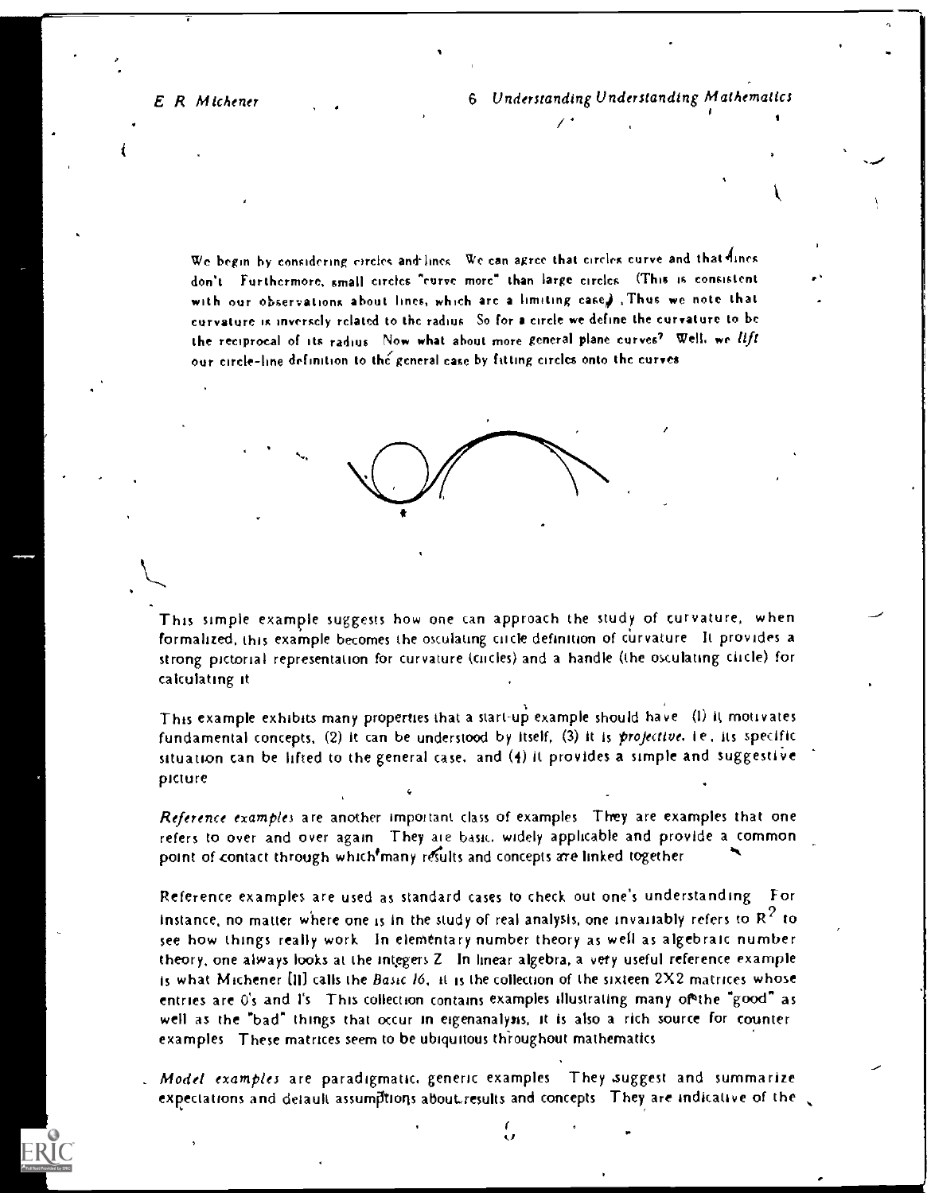We begin by considering circles and lines. We can agree that circles curve and that lines don't. Furthermore, small circles "curve more" than large circles. (This is consistent with our observations about lines, which are a limiting case.) Thus we note that curvature is inversely related to the radius. So for a circle we define the curvature to be the reciprocal of its radius. Now what about more general plane curves? Well, we *lift* our circle-line definition to the general case by fitting circles onto the curves.

This simple example suggests how one can approach the study of curvature, when formalized, this example becomes the osculating circle definition of curvature. It provides a strong pictorial representation for curvature (circles) and a handle (the osculating circle) for calculating it.

This example exhibits many properties that a start-up example should have: (1) it motivates fundamental concepts, (2) it can be understood by itself, (3) it is *projective*, i.e., its specific situation can be lifted to the general case, and (4) it provides a simple and suggestive picture.

*Reference examples* are another important class of examples. They are examples that one refers to over and over again. They are basic, widely applicable and provide a common point of contact through which many results and concepts are linked together.

Reference examples are used as standard cases to check out one's understanding. For instance, no matter where one is in the study of real analysis, one invariably refers to $R^2$ to see how things really work. In elementary number theory as well as algebraic number theory, one always looks at the integers Z. In linear algebra, a very useful reference example is what Michener [11] calls the *Basic 16*, it is the collection of the sixteen 2X2 matrices whose entries are 0's and 1's. This collection contains examples illustrating many of the "good" as well as the "bad" things that occur in eigenanalysis, it is also a rich source for counter examples. These matrices seem to be ubiquitous throughout mathematics.

*Model examples* are paradigmatic, generic examples. They suggest and summarize expectations and default assumptions about results and concepts. They are indicative of the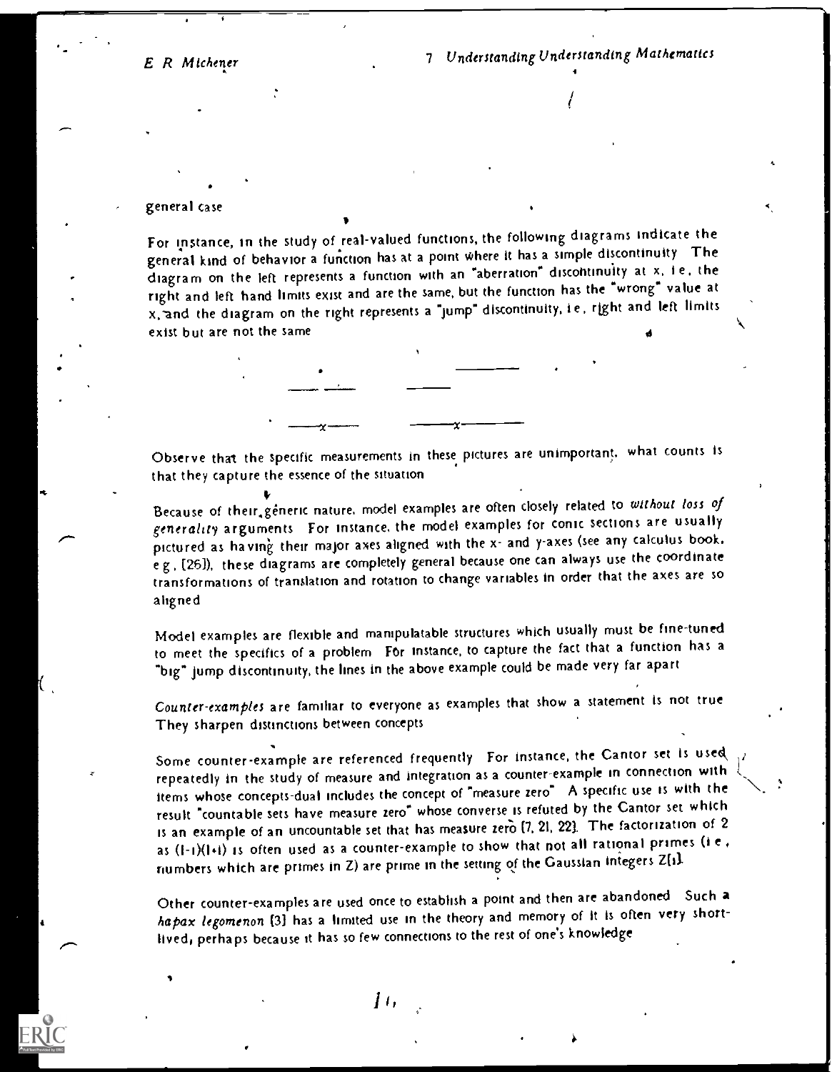general case

For instance, in the study of real-valued functions, the following diagrams indicate the general kind of behavior a function has at a point where it has a simple discontinuity. The diagram on the left represents a function with an "aberration" discontinuity at x, i.e., the right and left hand limits exist and are the same, but the function has the "wrong" value at x, and the diagram on the right represents a "jump" discontinuity, i.e., right and left limits exist but are not the same.

Observe that the specific measurements in these pictures are unimportant; what counts is that they capture the essence of the situation.

Because of their generic nature, model examples are often closely related to *without loss of generality* arguments. For instance, the model examples for conic sections are usually pictured as having their major axes aligned with the x- and y-axes (see any calculus book, e.g., [26]); these diagrams are completely general because one can always use the coordinate transformations of translation and rotation to change variables in order that the axes are so aligned.

Model examples are flexible and manipulatable structures which usually must be fine-tuned to meet the specifics of a problem. For instance, to capture the fact that a function has a "big" jump discontinuity, the lines in the above example could be made very far apart.

*Counter-examples* are familiar to everyone as examples that show a statement is not true. They sharpen distinctions between concepts.

Some counter-example are referenced frequently. For instance, the Cantor set is used repeatedly in the study of measure and integration as a counter-example in connection with items whose concepts-dual includes the concept of "measure zero". A specific use is with the result "countable sets have measure zero" whose converse is refuted by the Cantor set which is an example of an uncountable set that has measure zero [7, 21, 22]. The factorization of 2 as $(1-i)(1+i)$ is often used as a counter-example to show that not all rational primes (i.e., numbers which are primes in Z) are prime in the setting of the Gaussian integers $Z[i]$.

Other counter-examples are used once to establish a point and then are abandoned. Such a *hapax legomenon* [3] has a limited use in the theory and memory of it is often very short-lived, perhaps because it has so few connections to the rest of one's knowledge.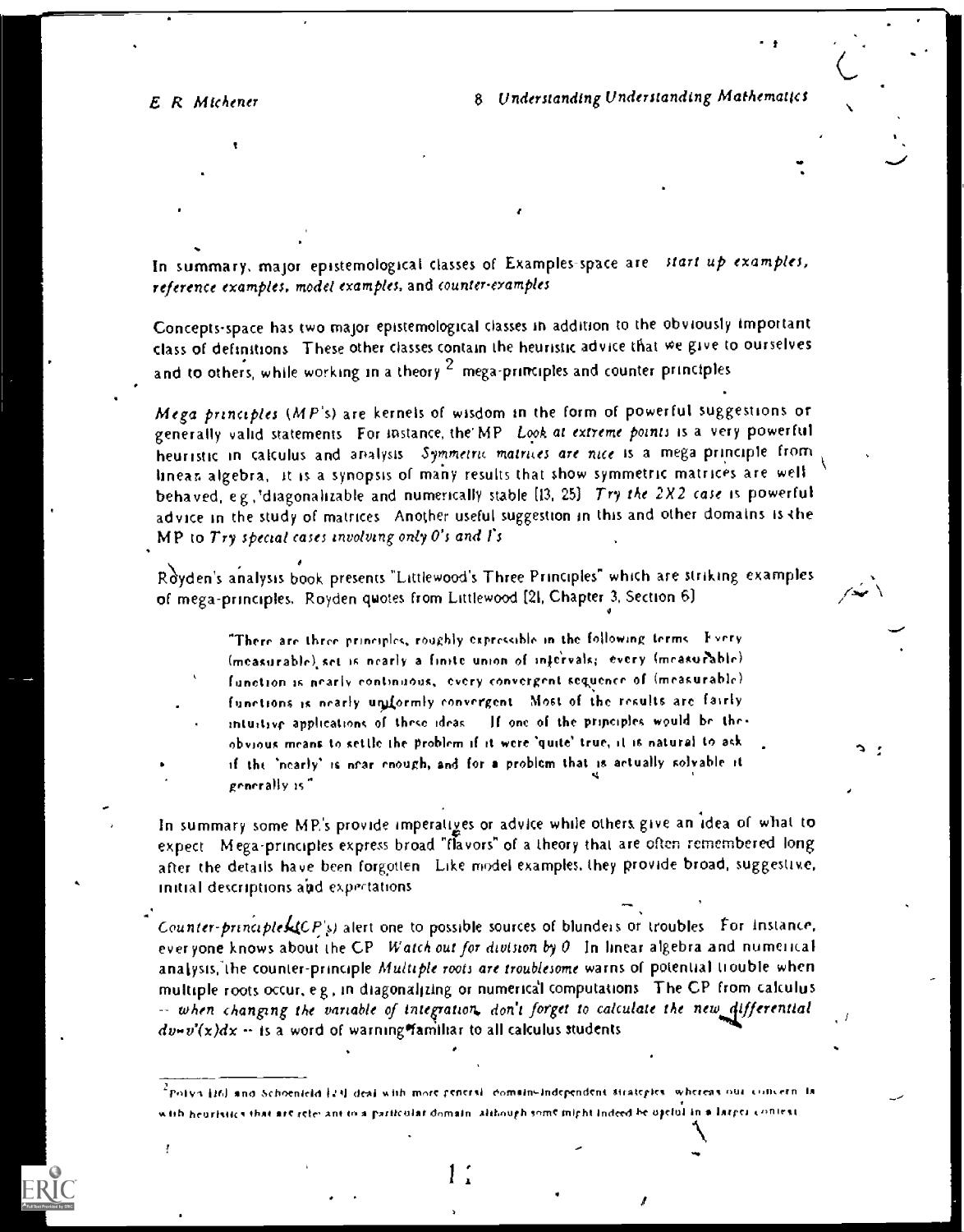In summary, major epistemological classes of Examples-space are *start up examples*, *reference examples*, *model examples*, and *counter-examples*

Concepts-space has two major epistemological classes in addition to the obviously important class of definitions These other classes contain the heuristic advice that we give to ourselves and to others, while working in a theory [2] mega-principles and counter principles

*Mega principles* (*MP's*) are kernels of wisdom in the form of powerful suggestions or generally valid statements For instance, the MP *Look at extreme points* is a very powerful heuristic in calculus and analysis *Symmetric matrices are nice* is a mega principle from linear algebra, it is a synopsis of many results that show symmetric matrices are well behaved, e g, diagonalizable and numerically stable [13, 25] *Try the 2X2 case* is powerful advice in the study of matrices Another useful suggestion in this and other domains is the MP to *Try special cases involving only 0's and 1's*

Royden's analysis book presents "Littlewood's Three Principles" which are striking examples of mega-principles. Royden quotes from Littlewood [21, Chapter 3, Section 6]

> "There are three principles, roughly expressible in the following terms Every (measurable) set is nearly a finite union of intervals; every (measurable) function is nearly continuous, every convergent sequence of (measurable) functions is nearly uniformly convergent Most of the results are fairly intuitive applications of these ideas If one of the principles would be the obvious means to settle the problem if it were 'quite' true, it is natural to ask if the 'nearly' is near enough, and for a problem that is actually solvable it generally is"

In summary some MP's provide imperatives or advice while others give an idea of what to expect Mega-principles express broad "flavors" of a theory that are often remembered long after the details have been forgotten Like model examples, they provide broad, suggestive, initial descriptions and expectations

*Counter-principles* (*CP's*) alert one to possible sources of blunders or troubles For instance, everyone knows about the CP *Watch out for division by 0* In linear algebra and numerical analysis, the counter-principle *Multiple roots are troublesome* warns of potential trouble when multiple roots occur, e g, in diagonalizing or numerical computations The CP from calculus -- *when changing the variable of integration, don't forget to calculate the new differential* $dv=v'(x)dx$ -- is a word of warning familiar to all calculus students

---

[2] Polya [26] and Schoenfeld [29] deal with more general domain-independent strategies whereas our concern is with heuristics that are relevant to a particular domain although some might indeed be useful in a larger context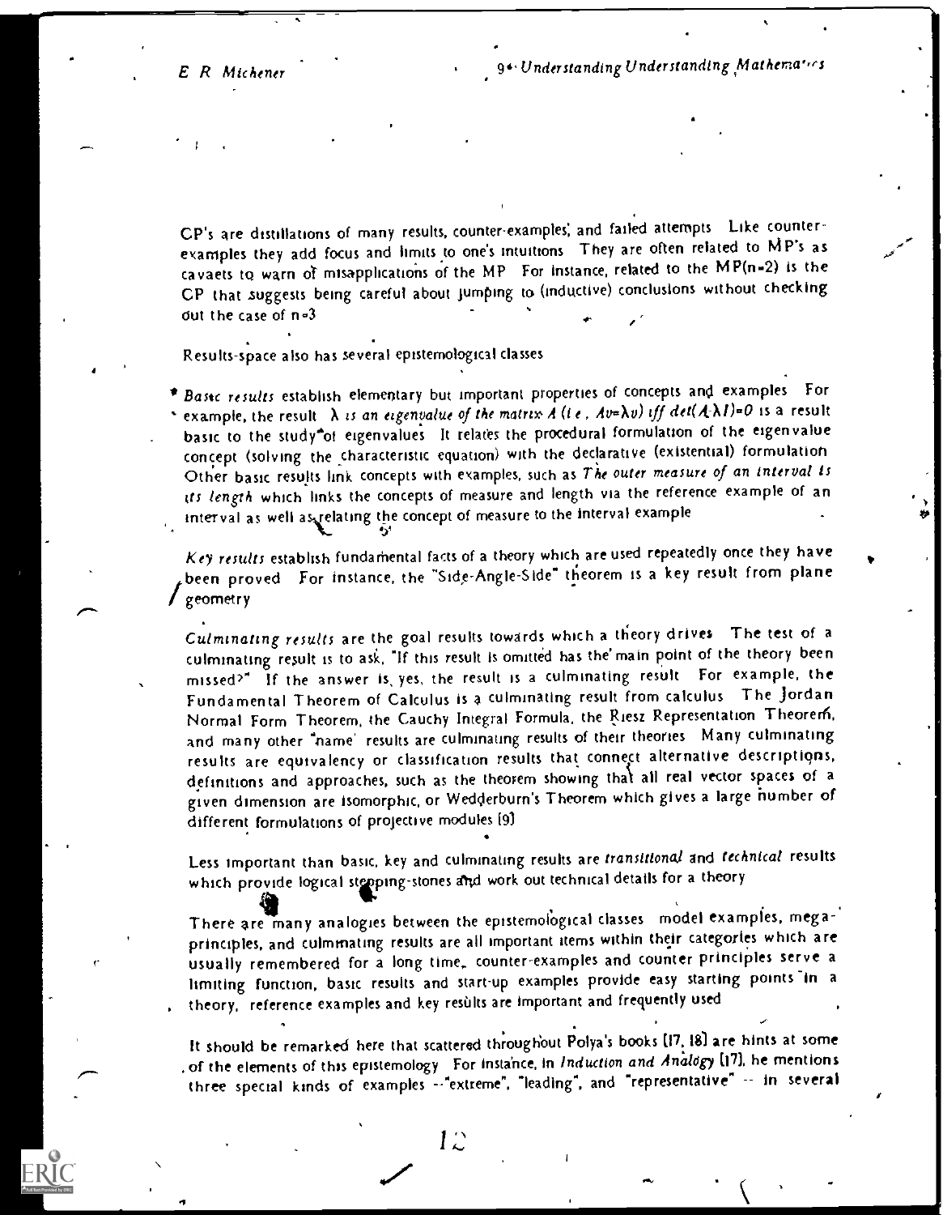CP's are distillations of many results, counter-examples, and failed attempts. Like counter-examples they add focus and limits to one's intuitions. They are often related to MP's as caveats to warn of misapplications of the MP. For instance, related to the MP(n=2) is the CP that suggests being careful about jumping to (inductive) conclusions without checking out the case of n=3.

Results-space also has several epistemological classes.

- *Basic results* establish elementary but important properties of concepts and examples. For example, the result *$\lambda$ is an eigenvalue of the matrix A (i.e., $Av=\lambda v$) iff $det(A-\lambda I)=0$* is a result basic to the study of eigenvalues. It relates the procedural formulation of the eigenvalue concept (solving the characteristic equation) with the declarative (existential) formulation. Other basic results link concepts with examples, such as *The outer measure of an interval is its length* which links the concepts of measure and length via the reference example of an interval as well as relating the concept of measure to the interval example.

*Key results* establish fundamental facts of a theory which are used repeatedly once they have been proved. For instance, the "Side-Angle-Side" theorem is a key result from plane geometry.

*Culminating results* are the goal results towards which a theory drives. The test of a culminating result is to ask, "If this result is omitted has the main point of the theory been missed?" If the answer is yes, the result is a culminating result. For example, the Fundamental Theorem of Calculus is a culminating result from calculus. The Jordan Normal Form Theorem, the Cauchy Integral Formula, the Riesz Representation Theorem, and many other "name" results are culminating results of their theories. Many culminating results are equivalency or classification results that connect alternative descriptions, definitions and approaches, such as the theorem showing that all real vector spaces of a given dimension are isomorphic, or Wedderburn's Theorem which gives a large number of different formulations of projective modules [9].

Less important than basic, key and culminating results are *transitional* and *technical* results which provide logical stepping-stones and work out technical details for a theory.

There are many analogies between the epistemological classes: model examples, mega-principles, and culminating results are all important items within their categories which are usually remembered for a long time; counter-examples and counter principles serve a limiting function; basic results and start-up examples provide easy starting points in a theory; reference examples and key results are important and frequently used.

It should be remarked here that scattered throughout Polya's books [17, 18] are hints at some of the elements of this epistemology. For instance, in *Induction and Analogy* [17], he mentions three special kinds of examples -- "extreme", "leading", and "representative" -- in several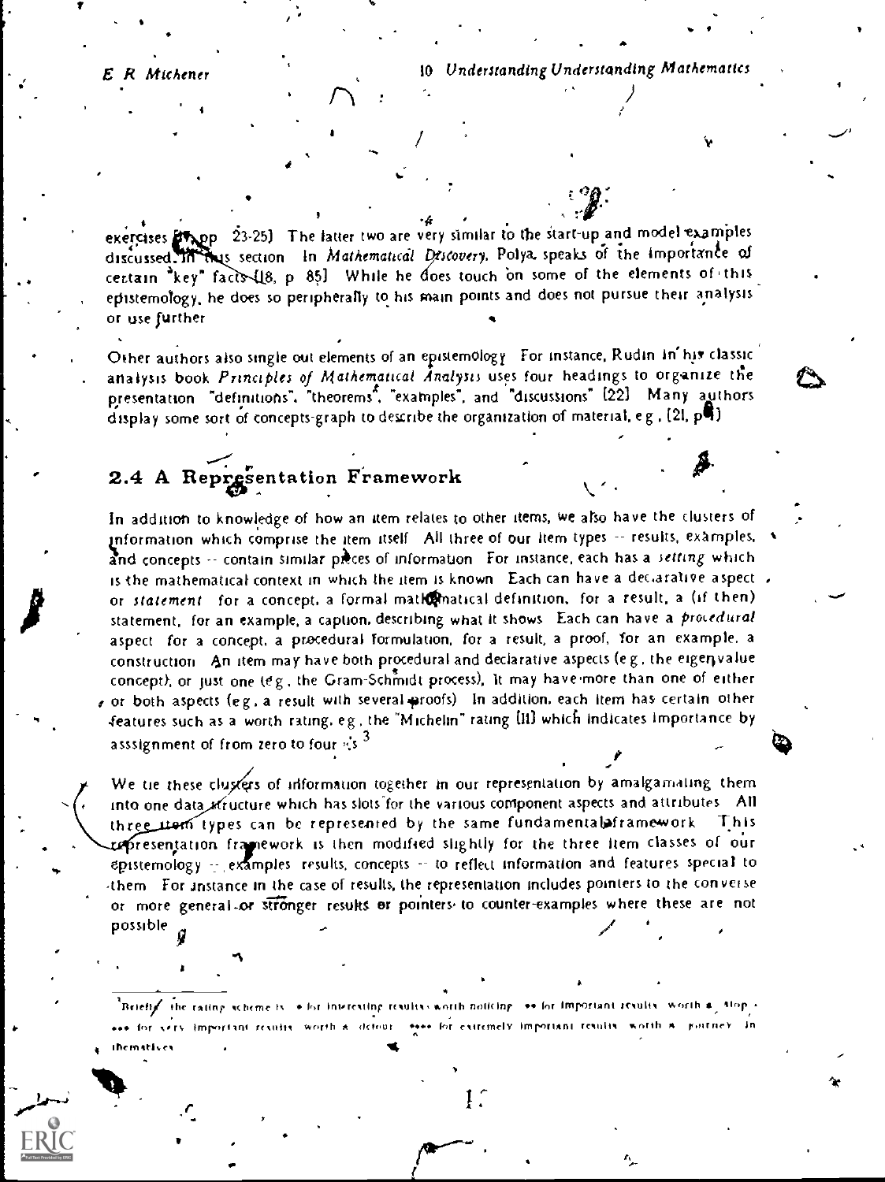exercises [17, pp 23-25] The latter two are very similar to the start-up and model examples discussed in this section In *Mathematical Discovery*, Polya speaks of the importance of certain "key" facts [18, p 85] While he does touch on some of the elements of this epistemology, he does so peripherally to his main points and does not pursue their analysis or use further

Other authors also single out elements of an epistemology For instance, Rudin in his classic analysis book *Principles of Mathematical Analysis* uses four headings to organize the presentation "definitions", "theorems", "examples", and "discussions" [22] Many authors display some sort of concepts-graph to describe the organization of material, e g , [21, p 1]

## 2.4 A Representation Framework

In addition to knowledge of how an item relates to other items, we also have the clusters of information which comprise the item itself All three of our item types -- results, examples, and concepts -- contain similar pieces of information For instance, each has a *setting* which is the mathematical context in which the item is known Each can have a declarative aspect or *statement* for a concept, a formal mathematical definition, for a result, a (if then) statement, for an example, a caption, describing what it shows Each can have a *procedural* aspect for a concept, a procedural formulation, for a result, a proof, for an example, a construction An item may have both procedural and declarative aspects (e g , the eigenvalue concept), or just one (e g , the Gram-Schmidt process), It may have more than one of either or both aspects (e g , a result with several proofs) In addition, each item has certain other features such as a worth rating, e g , the "Michelin" rating [11] which indicates importance by asssignment of from zero to four *'s [3]

We tie these clusters of information together in our representation by amalgamating them into one data structure which has slots for the various component aspects and attributes All three item types can be represented by the same fundamental framework This representation framework is then modified slightly for the three item classes of our epistemology -- examples results, concepts -- to reflect information and features special to them For instance in the case of results, the representation includes pointers to the converse or more general or stronger results or pointers to counter-examples where these are not possible

---

[3] Briefly the rating scheme is * for interesting results worth noticing ** for important results worth a stop *** for very important results worth a detour **** for extremely important results worth a journey in themselves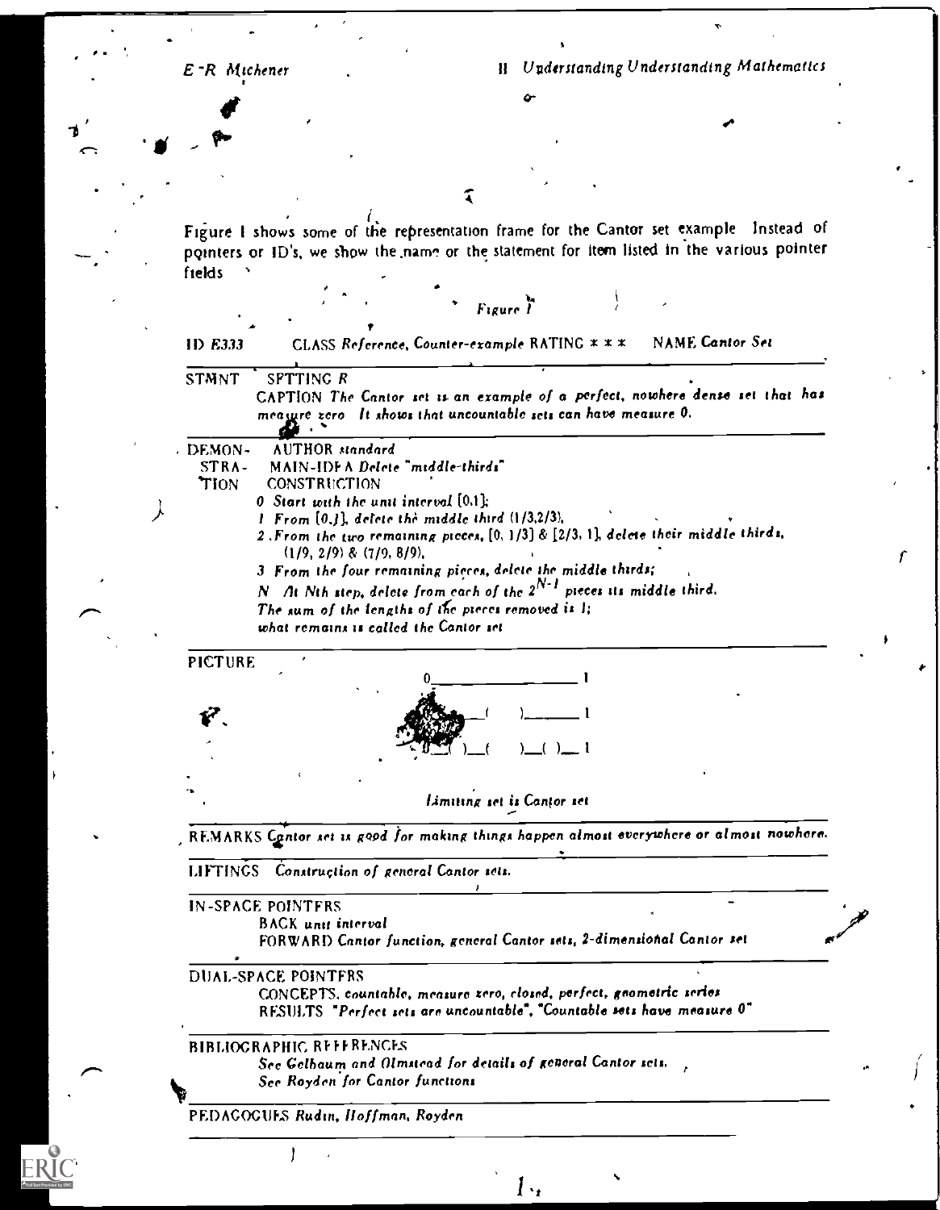Figure 1 shows some of the representation frame for the Cantor set example. Instead of pointers or ID's, we show the name or the statement for item listed in the various pointer fields.

*Figure 1*

ID *E333*  CLASS *Reference, Counter-example* RATING * * *  NAME *Cantor Set*

---

STMNT  SETTING *R*

CAPTION *The Cantor set is an example of a perfect, nowhere dense set that has measure zero. It shows that uncountable sets can have measure 0.*

---

DEMONSTRATION  AUTHOR *standard*

MAIN-IDEA *Delete "middle-thirds"*

CONSTRUCTION

*0 Start with the unit interval [0,1];*

*1 From [0,1], delete the middle third (1/3,2/3),*

*2 From the two remaining pieces, [0, 1/3] & [2/3, 1], delete their middle thirds, (1/9, 2/9) & (7/9, 8/9),*

*3 From the four remaining pieces, delete the middle thirds;*

*N At Nth step, delete from each of the $2^{N-1}$ pieces its middle third.*

*The sum of the lengths of the pieces removed is 1;*

*what remains is called the Cantor set*

---

PICTURE

```
0_____________1
0____(    )____1
0_( )_(    )_( )_1
```

*Limiting set is Cantor set*

---

REMARKS *Cantor set is good for making things happen almost everywhere or almost nowhere.*

---

LIFTINGS *Construction of general Cantor sets.*

---

IN-SPACE POINTERS

BACK *unit interval*

FORWARD *Cantor function, general Cantor sets, 2-dimensional Cantor set*

---

DUAL-SPACE POINTERS

CONCEPTS *countable, measure zero, closed, perfect, geometric series*

RESULTS *"Perfect sets are uncountable", "Countable sets have measure 0"*

---

BIBLIOGRAPHIC REFERENCES

*See Gelbaum and Olmstead for details of general Cantor sets.*

*See Royden for Cantor functions*

---

PEDAGOGUES *Rudin, Hoffman, Royden*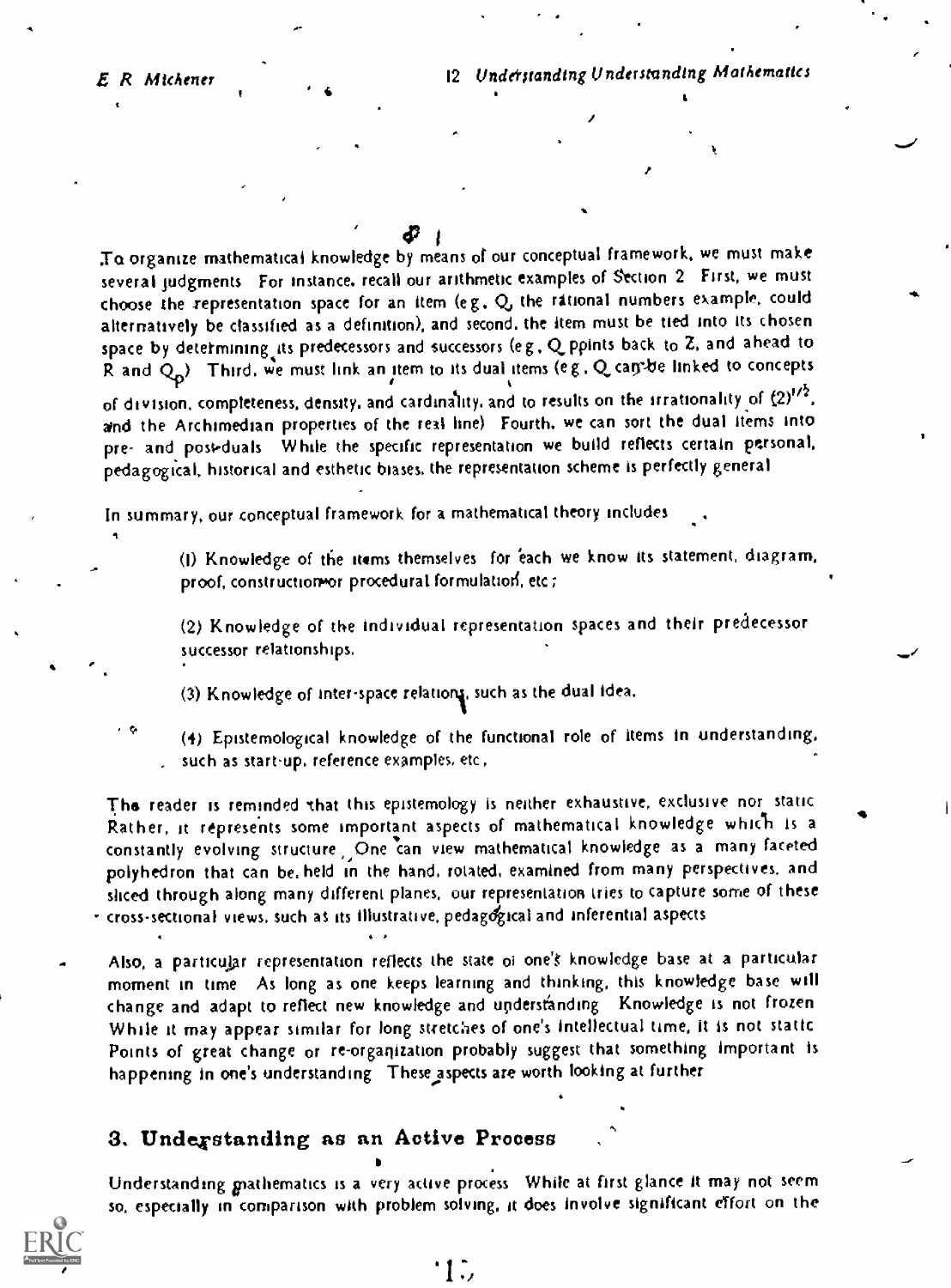To organize mathematical knowledge by means of our conceptual framework, we must make several judgments For instance, recall our arithmetic examples of Section 2 First, we must choose the representation space for an item (e.g., Q, the rational numbers example, could alternatively be classified as a definition), and second, the item must be tied into its chosen space by determining its predecessors and successors (e.g., Q points back to Z, and ahead to R and $Q_p$) Third, we must link an item to its dual items (e.g., Q can be linked to concepts of division, completeness, density, and cardinality, and to results on the irrationality of $(2)^{1/2}$, and the Archimedian properties of the real line) Fourth, we can sort the dual items into pre- and post-duals While the specific representation we build reflects certain personal, pedagogical, historical and esthetic biases, the representation scheme is perfectly general

In summary, our conceptual framework for a mathematical theory includes

> (1) Knowledge of the items themselves for each we know its statement, diagram, proof, construction or procedural formulation, etc;
>
> (2) Knowledge of the individual representation spaces and their predecessor successor relationships.
>
> (3) Knowledge of inter-space relations, such as the dual idea.
>
> (4) Epistemological knowledge of the functional role of items in understanding, such as start-up, reference examples, etc,

The reader is reminded that this epistemology is neither exhaustive, exclusive nor static Rather, it represents some important aspects of mathematical knowledge which is a constantly evolving structure One can view mathematical knowledge as a many faceted polyhedron that can be held in the hand, rotated, examined from many perspectives, and sliced through along many different planes, our representation tries to capture some of these cross-sectional views, such as its illustrative, pedagogical and inferential aspects

Also, a particular representation reflects the state of one's knowledge base at a particular moment in time As long as one keeps learning and thinking, this knowledge base will change and adapt to reflect new knowledge and understanding Knowledge is not frozen While it may appear similar for long stretches of one's intellectual time, it is not static Points of great change or re-organization probably suggest that something important is happening in one's understanding These aspects are worth looking at further

## 3. Understanding as an Active Process

Understanding mathematics is a very active process While at first glance it may not seem so, especially in comparison with problem solving, it does involve significant effort on the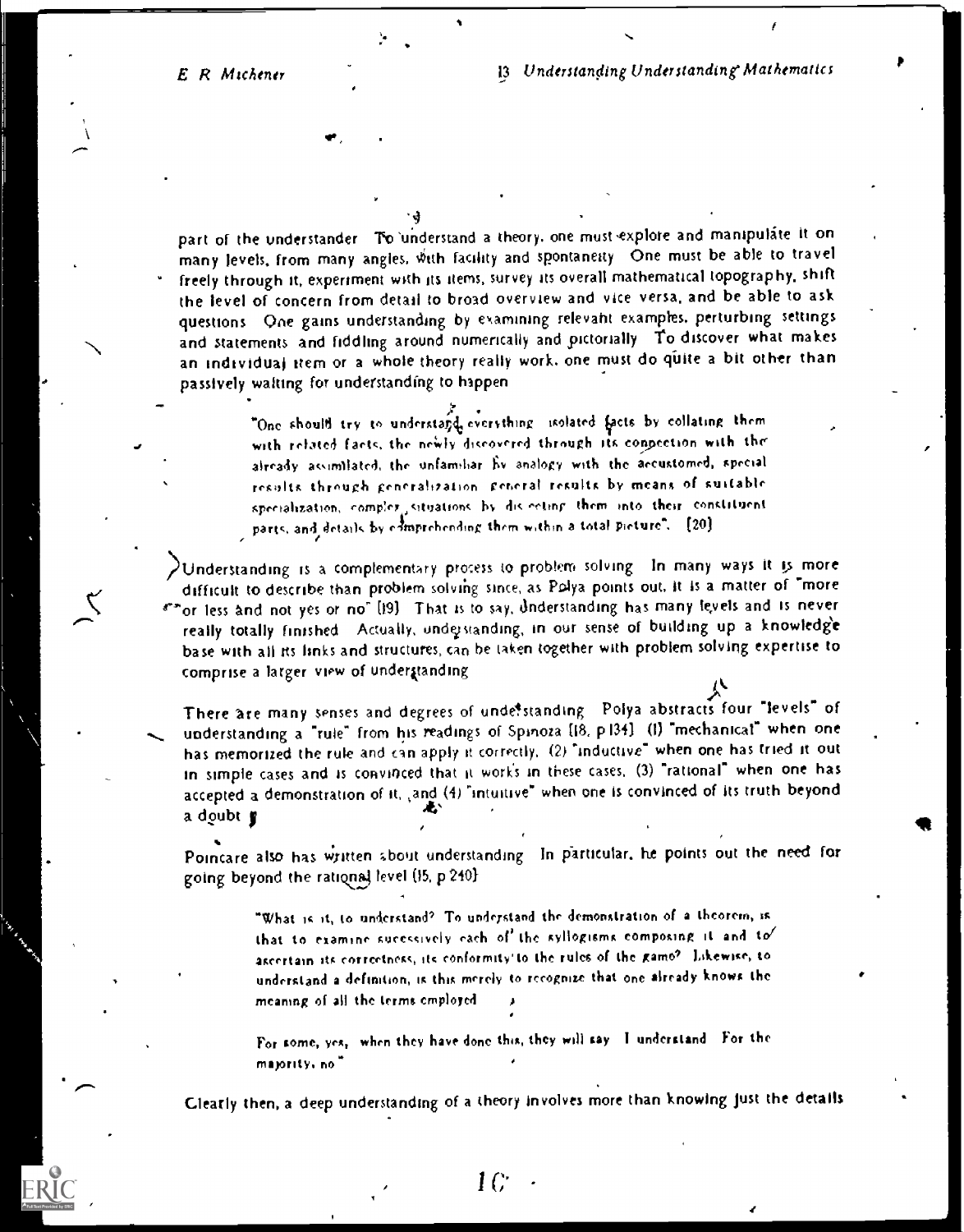part of the understander To understand a theory, one must explore and manipulate it on many levels, from many angles, with facility and spontaneity One must be able to travel freely through it, experiment with its items, survey its overall mathematical topography, shift the level of concern from detail to broad overview and vice versa, and be able to ask questions One gains understanding by examining relevant examples, perturbing settings and statements and fiddling around numerically and pictorially To discover what makes an individual item or a whole theory really work, one must do quite a bit other than passively waiting for understanding to happen

> "One should try to understand everything isolated facts by collating them with related facts, the newly discovered through its connection with the already assimilated, the unfamiliar by analogy with the accustomed, special results through generalization general results by means of suitable specialization, complex situations by dissecting them into their constituent parts, and details by comprehending them within a total picture". [20]

Understanding is a complementary process to problem solving In many ways it is more difficult to describe than problem solving since, as Polya points out, it is a matter of "more or less and not yes or no" [19] That is to say, understanding has many levels and is never really totally finished Actually, understanding, in our sense of building up a knowledge base with all its links and structures, can be taken together with problem solving expertise to comprise a larger view of understanding

There are many senses and degrees of understanding Polya abstracts four "levels" of understanding a "rule" from his readings of Spinoza [18, p 134] (1) "mechanical" when one has memorized the rule and can apply it correctly, (2) "inductive" when one has tried it out in simple cases and is convinced that it works in these cases, (3) "rational" when one has accepted a demonstration of it, and (4) "intuitive" when one is convinced of its truth beyond a doubt

Poincare also has written about understanding In particular, he points out the need for going beyond the rational level [15, p 240]

> "What is it, to understand? To understand the demonstration of a theorem, is that to examine successively each of the syllogisms composing it and to ascertain its correctness, its conformity to the rules of the game? Likewise, to understand a definition, is this merely to recognize that one already knows the meaning of all the terms employed
>
> For some, yes, when they have done this, they will say I understand For the majority, no"

Clearly then, a deep understanding of a theory involves more than knowing just the details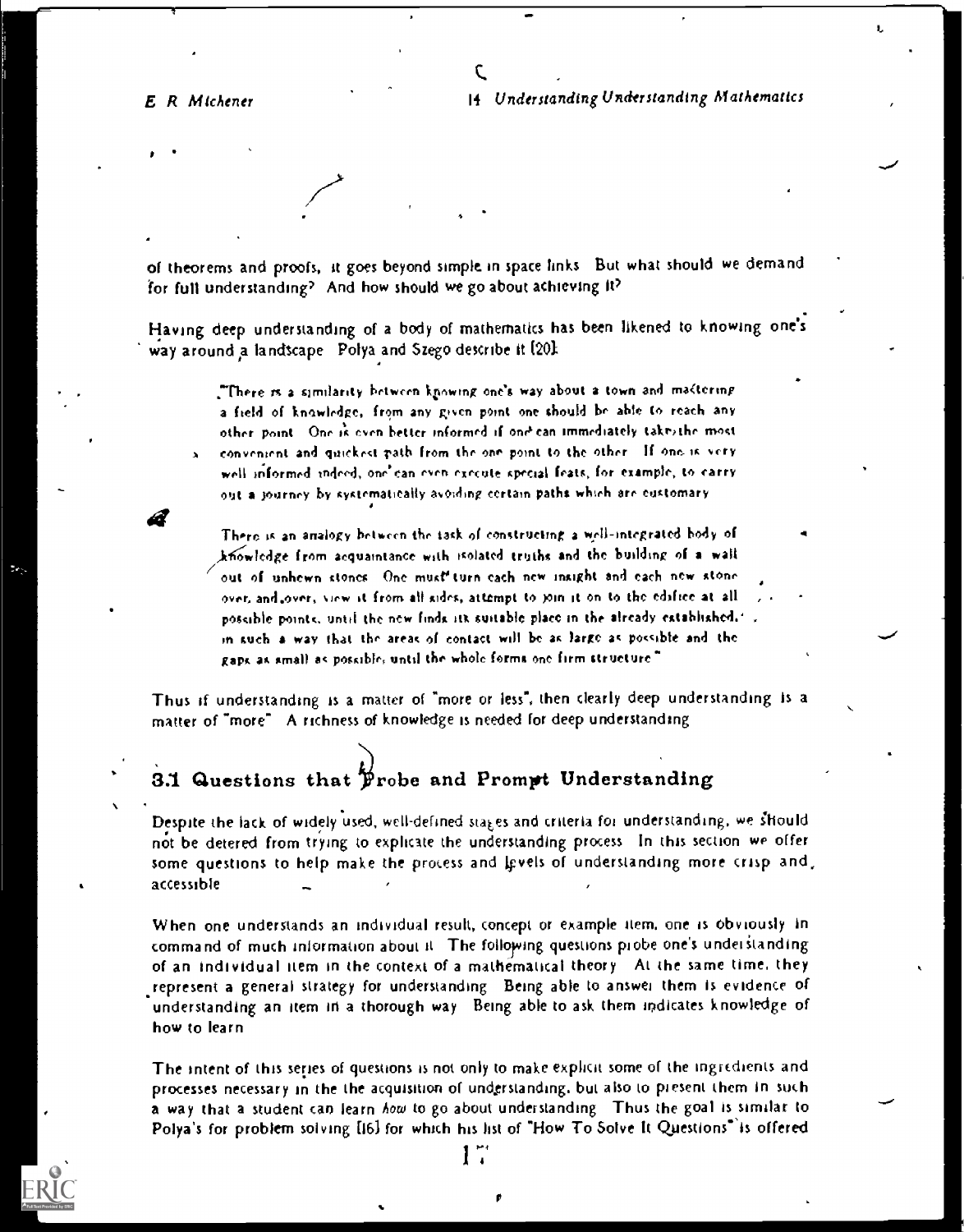of theorems and proofs, it goes beyond simple in space links. But what should we demand for full understanding? And how should we go about achieving it?

Having deep understanding of a body of mathematics has been likened to knowing one's way around a landscape. Polya and Szego describe it [20]:

> "There is a similarity between knowing one's way about a town and mastering a field of knowledge, from any given point one should be able to reach any other point. One is even better informed if one can immediately take the most convenient and quickest path from the one point to the other. If one is very well informed indeed, one can even execute special feats, for example, to carry out a journey by systematically avoiding certain paths which are customary.
>
> There is an analogy between the task of constructing a well-integrated body of knowledge from acquaintance with isolated truths and the building of a wall out of unhewn stones. One must turn each new insight and each new stone over and over, view it from all sides, attempt to join it on to the edifice at all possible points, until the new finds its suitable place in the already established, in such a way that the areas of contact will be as large as possible and the gaps as small as possible, until the whole forms one firm structure."

Thus if understanding is a matter of "more or less", then clearly deep understanding is a matter of "more". A richness of knowledge is needed for deep understanding.

## 3.1 Questions that Probe and Prompt Understanding

Despite the lack of widely used, well-defined stages and criteria for understanding, we should not be detered from trying to explicate the understanding process. In this section we offer some questions to help make the process and levels of understanding more crisp and accessible.

When one understands an individual result, concept or example item, one is obviously in command of much information about it. The following questions probe one's understanding of an individual item in the context of a mathematical theory. At the same time, they represent a general strategy for understanding. Being able to answer them is evidence of understanding an item in a thorough way. Being able to ask them indicates knowledge of how to learn.

The intent of this series of questions is not only to make explicit some of the ingredients and processes necessary in the the acquisition of understanding, but also to present them in such a way that a student can learn *how* to go about understanding. Thus the goal is similar to Polya's for problem solving [16] for which his list of "How To Solve It Questions" is offered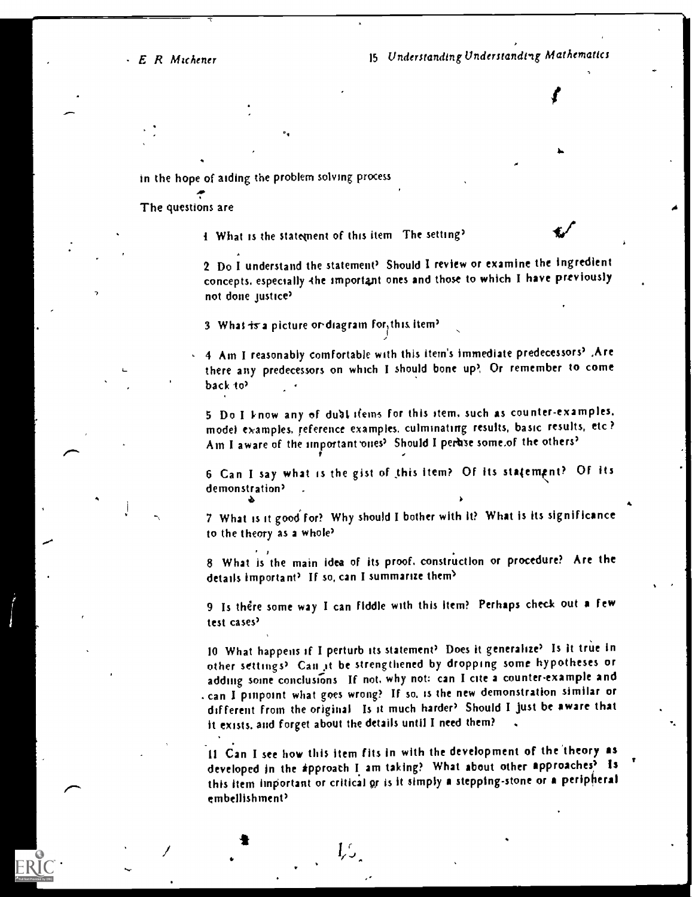in the hope of aiding the problem solving process

The questions are

1 What is the statement of this item The setting?

2 Do I understand the statement? Should I review or examine the ingredient concepts, especially the important ones and those to which I have previously not done justice?

3 What is a picture or diagram for this item?

4 Am I reasonably comfortable with this item's immediate predecessors? Are there any predecessors on which I should bone up? Or remember to come back to?

5 Do I know any of dual items for this item, such as counter-examples, model examples, reference examples, culminating results, basic results, etc? Am I aware of the important ones? Should I peruse some of the others?

6 Can I say what is the gist of this item? Of its statement? Of its demonstration?

7 What is it good for? Why should I bother with it? What is its significance to the theory as a whole?

8 What is the main idea of its proof, construction or procedure? Are the details important? If so, can I summarize them?

9 Is there some way I can fiddle with this item? Perhaps check out a few test cases?

10 What happens if I perturb its statement? Does it generalize? Is it true in other settings? Can it be strengthened by dropping some hypotheses or adding some conclusions If not, why not: can I cite a counter-example and can I pinpoint what goes wrong? If so, is the new demonstration similar or different from the original Is it much harder? Should I just be aware that it exists, and forget about the details until I need them?

11 Can I see how this item fits in with the development of the theory as developed in the approach I am taking? What about other approaches? Is this item important or critical or is it simply a stepping-stone or a peripheral embellishment?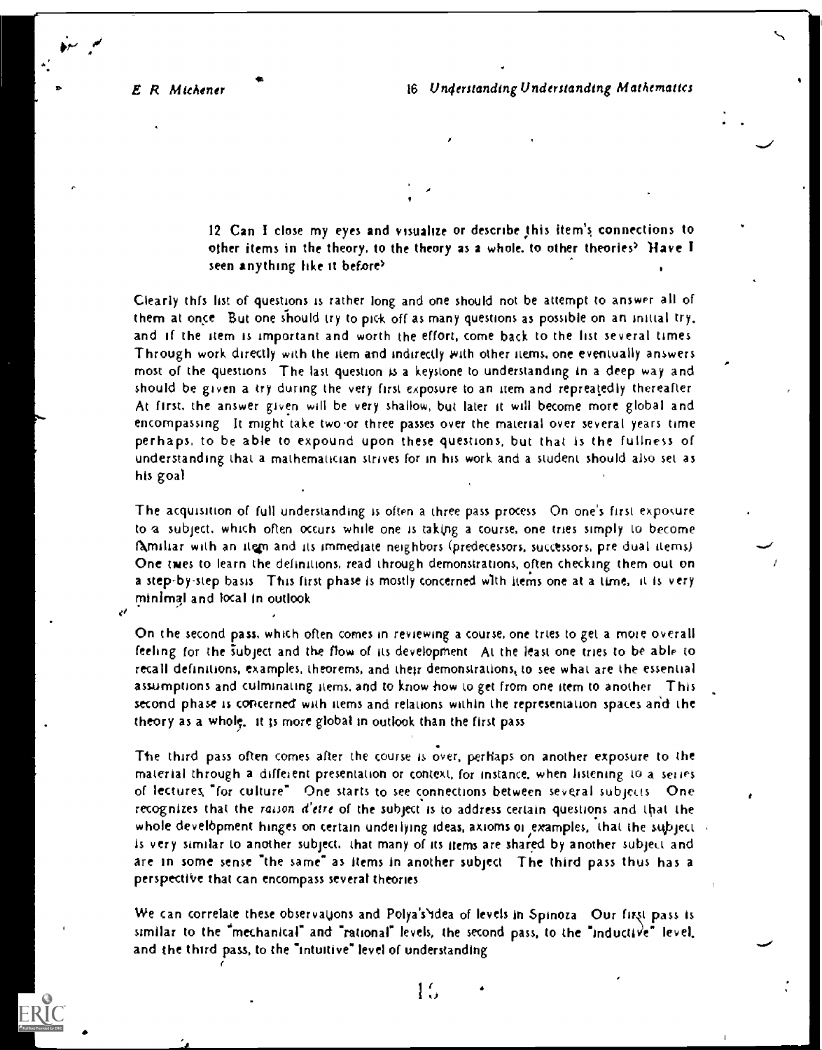12 Can I close my eyes and visualize or describe this item's connections to other items in the theory, to the theory as a whole, to other theories? Have I seen anything like it before?

Clearly this list of questions is rather long and one should not be attempt to answer all of them at once But one should try to pick off as many questions as possible on an initial try, and if the item is important and worth the effort, come back to the list several times Through work directly with the item and indirectly with other items, one eventually answers most of the questions The last question is a keystone to understanding in a deep way and should be given a try during the very first exposure to an item and repreatedly thereafter At first, the answer given will be very shallow, but later it will become more global and encompassing It might take two or three passes over the material over several years time perhaps, to be able to expound upon these questions, but that is the fullness of understanding that a mathematician strives for in his work and a student should also set as his goal

The acquisition of full understanding is often a three pass process On one's first exposure to a subject, which often occurs while one is taking a course, one tries simply to become familiar with an item and its immediate neighbors (predecessors, successors, pre dual items) One tries to learn the definitions, read through demonstrations, often checking them out on a step-by-step basis This first phase is mostly concerned with items one at a time, it is very minimal and local in outlook

On the second pass, which often comes in reviewing a course, one tries to get a more overall feeling for the subject and the flow of its development At the least one tries to be able to recall definitions, examples, theorems, and their demonstrations, to see what are the essential assumptions and culminating items, and to know how to get from one item to another This second phase is concerned with items and relations within the representation spaces and the theory as a whole, it is more global in outlook than the first pass

The third pass often comes after the course is over, perhaps on another exposure to the material through a different presentation or context, for instance, when listening to a series of lectures "for culture" One starts to see connections between several subjects One recognizes that the *raison d'etre* of the subject is to address certain questions and that the whole development hinges on certain underlying ideas, axioms or examples, that the subject is very similar to another subject, that many of its items are shared by another subject and are in some sense "the same" as items in another subject The third pass thus has a perspective that can encompass several theories

We can correlate these observations and Polya's idea of levels in Spinoza Our first pass is similar to the "mechanical" and "rational" levels, the second pass, to the "inductive" level, and the third pass, to the "intuitive" level of understanding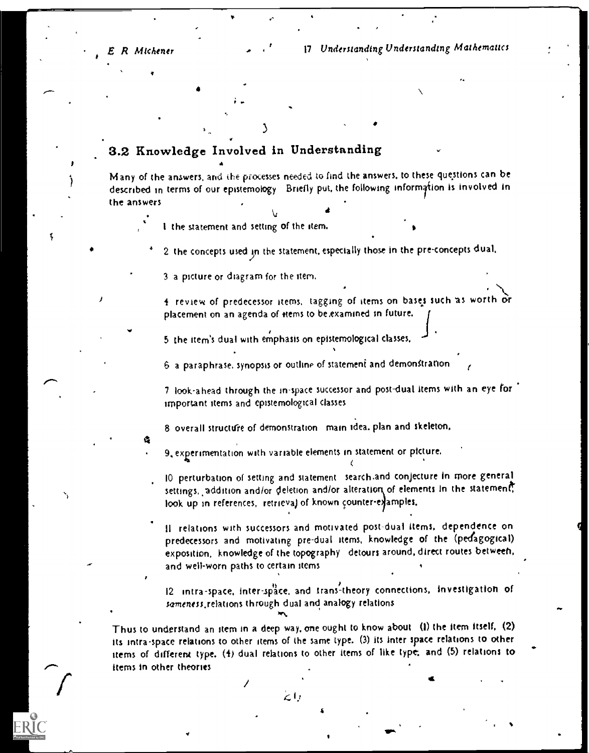## 3.2 Knowledge Involved in Understanding

Many of the answers, and the processes needed to find the answers, to these questions can be described in terms of our epistemology Briefly put, the following information is involved in the answers

1 the statement and setting of the item.

2 the concepts used in the statement, especially those in the pre-concepts dual,

3 a picture or diagram for the item.

4 review of predecessor items, tagging of items on bases such as worth or placement on an agenda of items to be examined in future,

5 the item's dual with emphasis on epistemological classes,

6 a paraphrase, synopsis or outline of statement and demonstration

7 look-ahead through the in-space successor and post-dual items with an eye for important items and epistemological classes

8 overall structure of demonstration main idea, plan and skeleton,

9 experimentation with variable elements in statement or picture.

10 perturbation of setting and statement search and conjecture in more general settings, addition and/or deletion and/or alteration of elements in the statement, look up in references, retrieval of known counter-examples,

11 relations with successors and motivated post-dual items, dependence on predecessors and motivating pre-dual items, knowledge of the (pedagogical) exposition, knowledge of the topography detours around, direct routes between, and well-worn paths to certain items

12 intra-space, inter-space, and trans-theory connections, investigation of *sameness* relations through dual and analogy relations

Thus to understand an item in a deep way, one ought to know about (1) the item itself, (2) its intra-space relations to other items of the same type, (3) its inter space relations to other items of different type, (4) dual relations to other items of like type, and (5) relations to items in other theories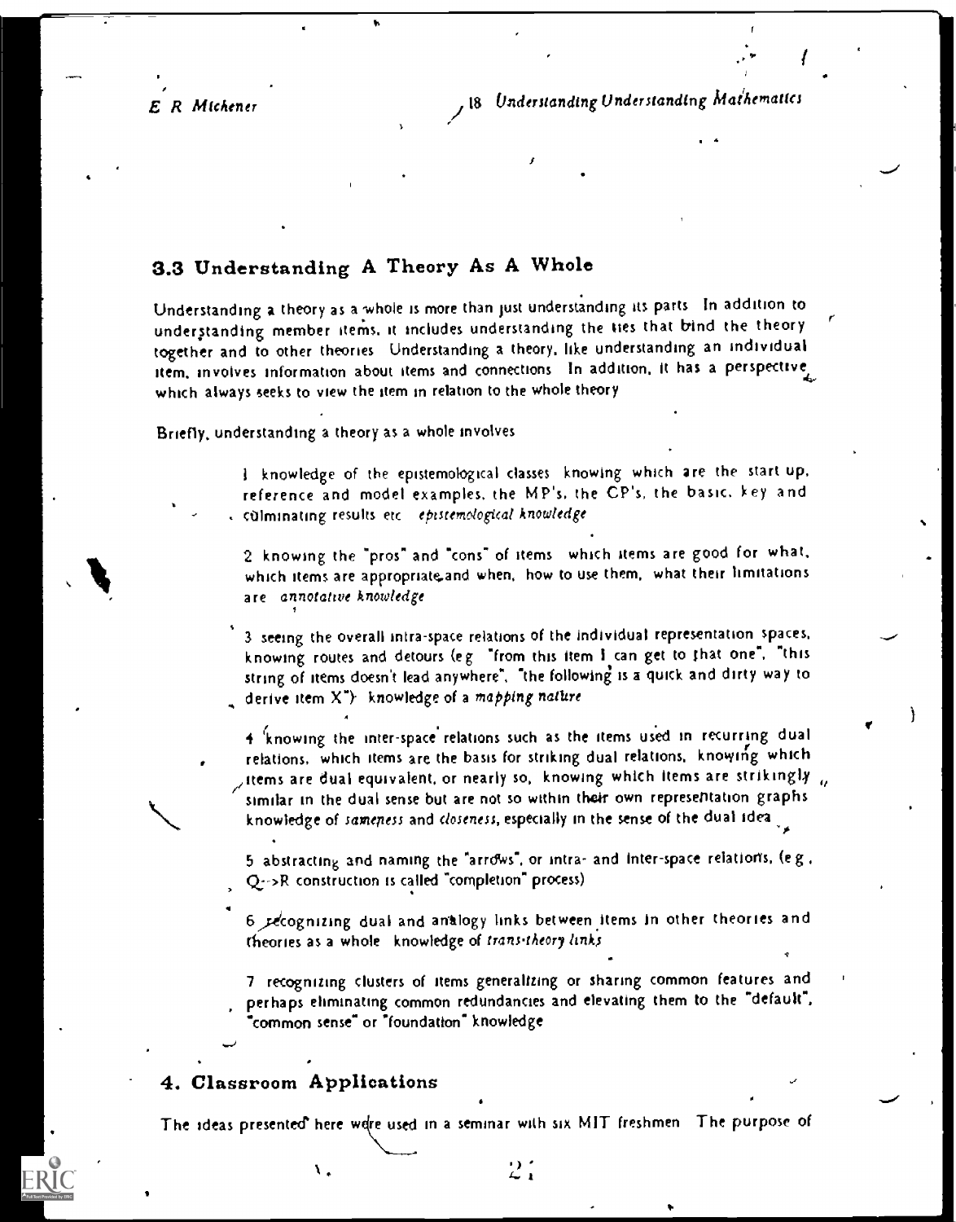## 3.3 Understanding A Theory As A Whole

Understanding a theory as a whole is more than just understanding its parts In addition to understanding member items, it includes understanding the ties that bind the theory together and to other theories Understanding a theory, like understanding an individual item, involves information about items and connections In addition, it has a perspective which always seeks to view the item in relation to the whole theory

Briefly, understanding a theory as a whole involves

1 knowledge of the epistemological classes knowing which are the start up, reference and model examples, the MP's, the CP's, the basic, key and culminating results etc *epistemological knowledge*

2 knowing the "pros" and "cons" of items which items are good for what, which items are appropriate and when, how to use them, what their limitations are *annotative knowledge*

3 seeing the overall intra-space relations of the individual representation spaces, knowing routes and detours (e g "from this item I can get to that one", "this string of items doesn't lead anywhere", "the following is a quick and dirty way to derive item X") knowledge of a *mapping nature*

4 knowing the inter-space relations such as the items used in recurring dual relations, which items are the basis for striking dual relations, knowing which items are dual equivalent, or nearly so, knowing which items are strikingly similar in the dual sense but are not so within their own representation graphs knowledge of *sameness* and *closeness*, especially in the sense of the dual idea

5 abstracting and naming the "arrows", or intra- and inter-space relations, (e g , Q-->R construction is called "completion" process)

6 recognizing dual and analogy links between items in other theories and theories as a whole knowledge of *trans-theory links*

7 recognizing clusters of items generalizing or sharing common features and perhaps eliminating common redundancies and elevating them to the "default", "common sense" or "foundation" knowledge

## 4. Classroom Applications

The ideas presented here were used in a seminar with six MIT freshmen The purpose of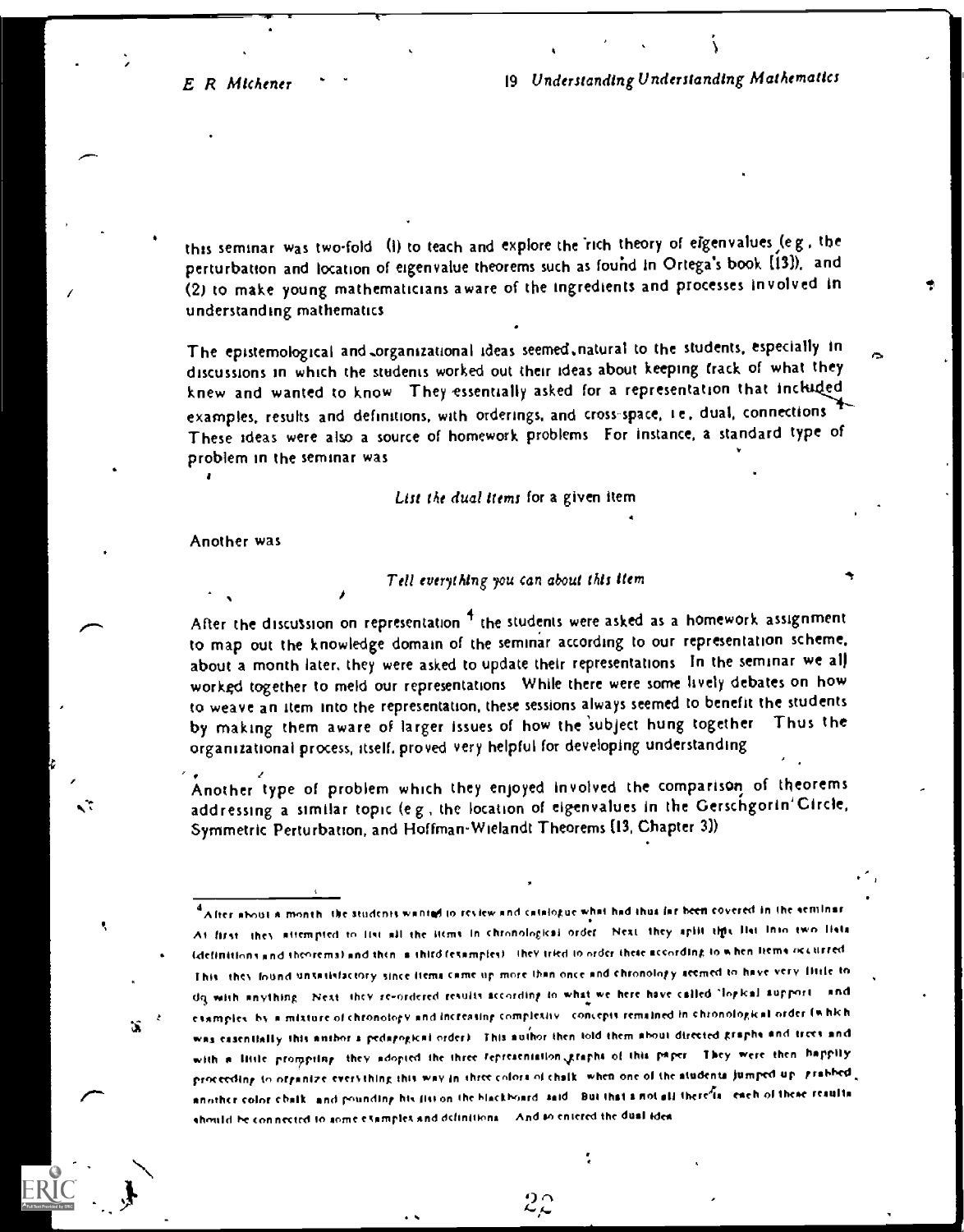this seminar was two-fold (1) to teach and explore the rich theory of eigenvalues (e g , the perturbation and location of eigenvalue theorems such as found in Ortega's book [13]), and (2) to make young mathematicians aware of the ingredients and processes involved in understanding mathematics

The epistemological and organizational ideas seemed natural to the students, especially in discussions in which the students worked out their ideas about keeping track of what they knew and wanted to know They essentially asked for a representation that included examples, results and definitions, with orderings, and cross-space, i e , dual, connections These ideas were also a source of homework problems For instance, a standard type of problem in the seminar was

*List the dual items* for a given item

Another was

*Tell everything you can about this item*

After the discussion on representation [4] the students were asked as a homework assignment to map out the knowledge domain of the seminar according to our representation scheme, about a month later, they were asked to update their representations In the seminar we all worked together to meld our representations While there were some lively debates on how to weave an item into the representation, these sessions always seemed to benefit the students by making them aware of larger issues of how the subject hung together Thus the organizational process, itself, proved very helpful for developing understanding

Another type of problem which they enjoyed involved the comparison of theorems addressing a similar topic (e g , the location of eigenvalues in the Gerschgorin Circle, Symmetric Perturbation, and Hoffman-Wielandt Theorems [13, Chapter 3])

---

[4] After about a month the students wanted to review and catalogue what had thus far been covered in the seminar At first they attempted to list all the items in chronological order Next they split this list into two lists (definitions and theorems) and then a third (examples) they tried to order these according to when items occurred This they found unsatisfactory since items came up more than once and chronology seemed to have very little to do with anything Next they re-ordered results according to what we here have called "logical support" and examples by a mixture of chronology and increasing complexity concepts remained in chronological order (which was essentially this author's pedagogical order) This author then told them about directed graphs and trees and with a little prompting they adopted the three representation graphs of this paper They were then happily proceeding to organize everything this way in three colors of chalk when one of the students jumped up grabbed another color chalk and pounding his fist on the blackboard said But that's not all there is each of these results should be connected to some examples and definitions And so entered the dual idea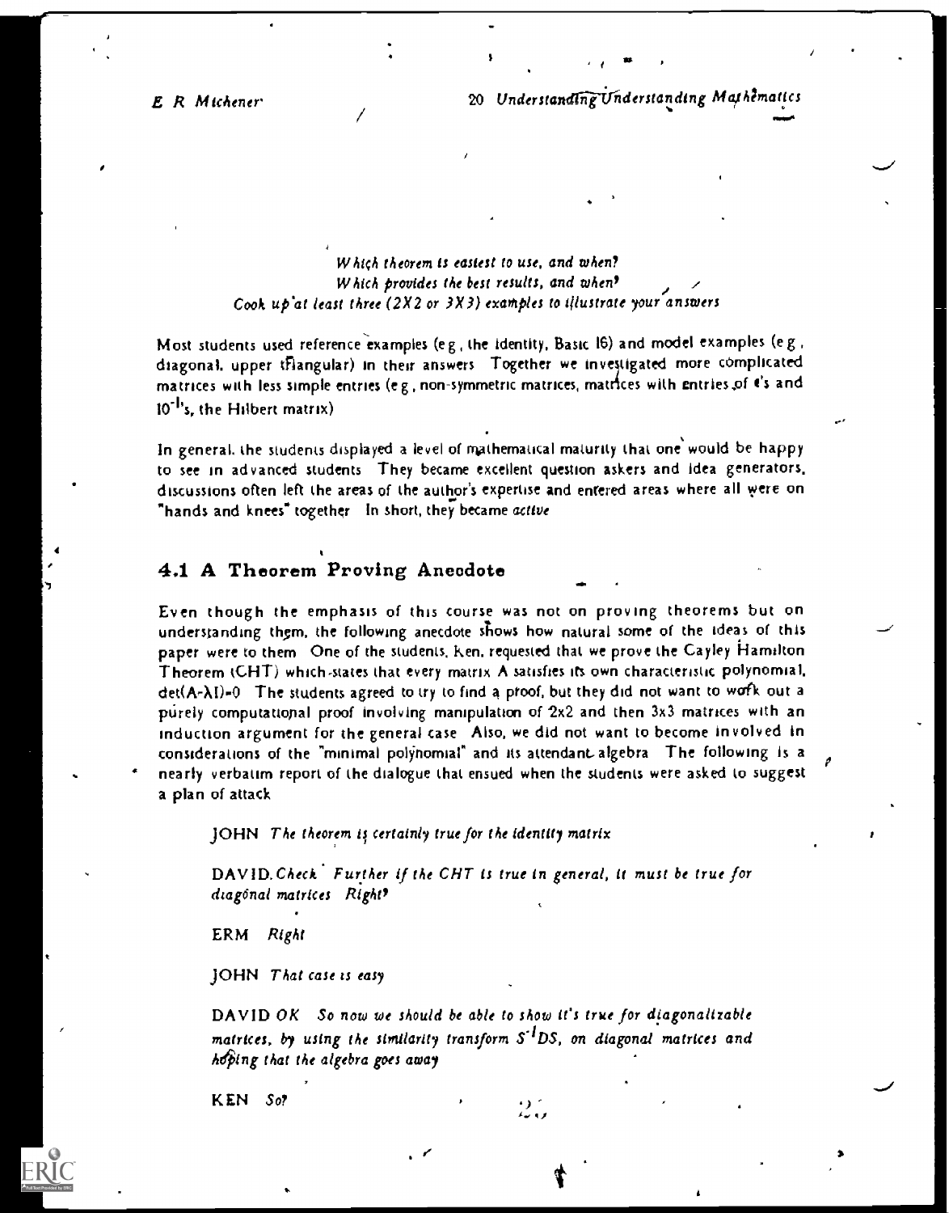*Which theorem is easiest to use, and when?*
*Which provides the best results, and when?*
*Cook up at least three (2X2 or 3X3) examples to illustrate your answers*

Most students used reference examples (e g , the identity, Basic 16) and model examples (e g , diagonal, upper triangular) in their answers Together we investigated more complicated matrices with less simple entries (e g , non-symmetric matrices, matrices with entries of $\epsilon$'s and $10^{-1}$'s, the Hilbert matrix)

In general, the students displayed a level of mathematical maturity that one would be happy to see in advanced students They became excellent question askers and idea generators, discussions often left the areas of the author's expertise and entered areas where all were on "hands and knees" together In short, they became *active*

## 4.1 A Theorem Proving Anecdote

Even though the emphasis of this course was not on proving theorems but on understanding them, the following anecdote shows how natural some of the ideas of this paper were to them One of the students, Ken, requested that we prove the Cayley Hamilton Theorem (CHT) which states that every matrix A satisfies its own characteristic polynomial, $\det(A-\lambda I)=0$ The students agreed to try to find a proof, but they did not want to work out a purely computational proof involving manipulation of 2x2 and then 3x3 matrices with an induction argument for the general case Also, we did not want to become involved in considerations of the "minimal polynomial" and its attendant algebra The following is a nearly verbatim report of the dialogue that ensued when the students were asked to suggest a plan of attack

> JOHN *The theorem is certainly true for the identity matrix*
>
> DAVID *Check Further if the CHT is true in general, it must be true for diagonal matrices Right?*
>
> ERM *Right*
>
> JOHN *That case is easy*
>
> DAVID *OK So now we should be able to show it's true for diagonalizable matrices, by using the similarity transform $S^{-1}DS$, on diagonal matrices and hoping that the algebra goes away*
>
> KEN *So?*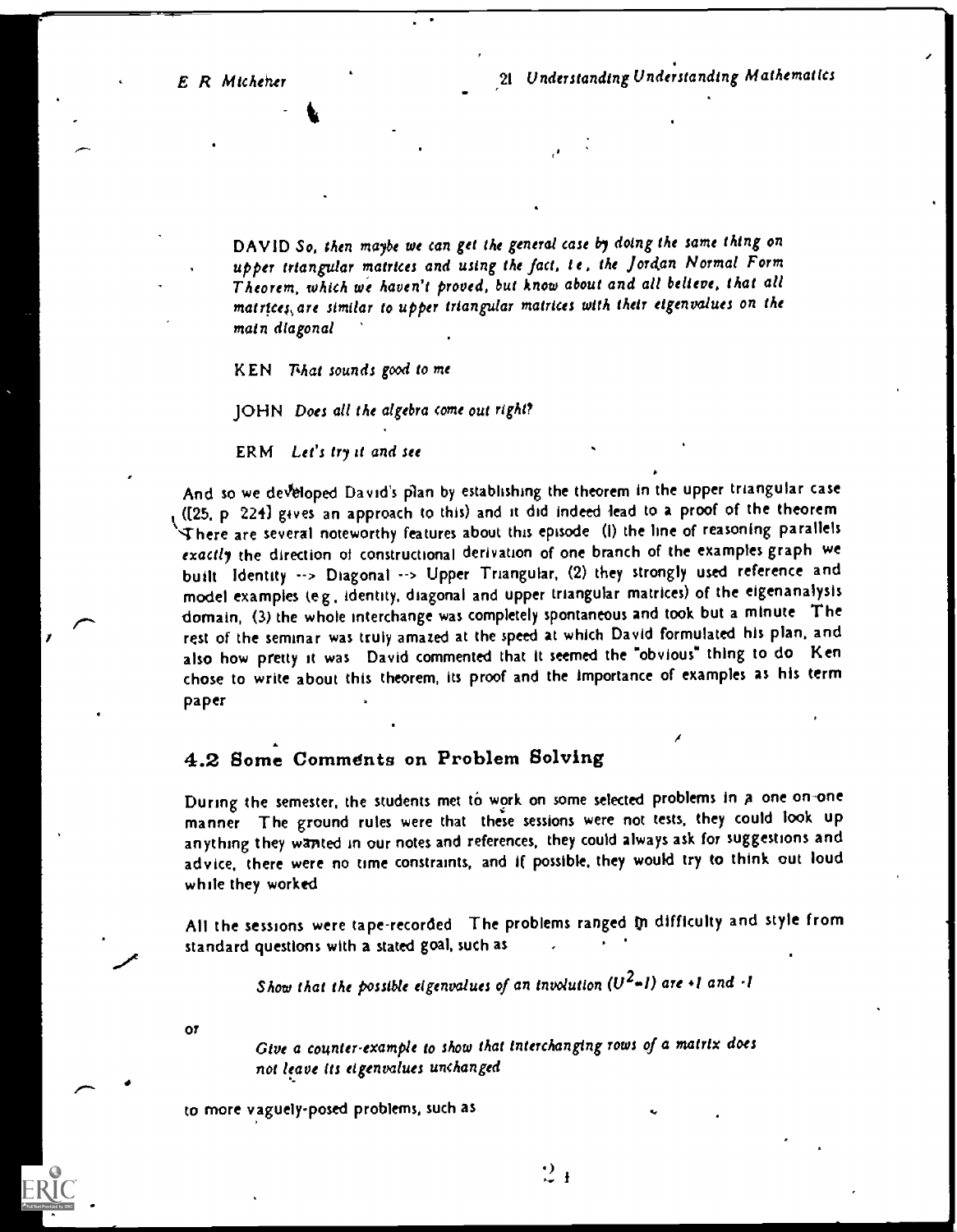DAVID *So, then maybe we can get the general case by doing the same thing on upper triangular matrices and using the fact, i e, the Jordan Normal Form Theorem, which we haven't proved, but know about and all believe, that all matrices are similar to upper triangular matrices with their eigenvalues on the main diagonal*

KEN *That sounds good to me*

JOHN *Does all the algebra come out right?*

ERM *Let's try it and see*

And so we developed David's plan by establishing the theorem in the upper triangular case ([25, p 224] gives an approach to this) and it did indeed lead to a proof of the theorem There are several noteworthy features about this episode (1) the line of reasoning parallels *exactly* the direction of constructional derivation of one branch of the examples graph we built Identity --> Diagonal --> Upper Triangular, (2) they strongly used reference and model examples (e g , identity, diagonal and upper triangular matrices) of the eigenanalysis domain, (3) the whole interchange was completely spontaneous and took but a minute The rest of the seminar was truly amazed at the speed at which David formulated his plan, and also how pretty it was David commented that it seemed the "obvious" thing to do Ken chose to write about this theorem, its proof and the importance of examples as his term paper

## 4.2 Some Comments on Problem Solving

During the semester, the students met to work on some selected problems in a one-on-one manner The ground rules were that these sessions were not tests, they could look up anything they wanted in our notes and references, they could always ask for suggestions and advice, there were no time constraints, and if possible, they would try to think out loud while they worked

All the sessions were tape-recorded The problems ranged in difficulty and style from standard questions with a stated goal, such as

> *Show that the possible eigenvalues of an involution ($U^2=I$) are +1 and -1*

or

> *Give a counter-example to show that interchanging rows of a matrix does not leave its eigenvalues unchanged*

to more vaguely-posed problems, such as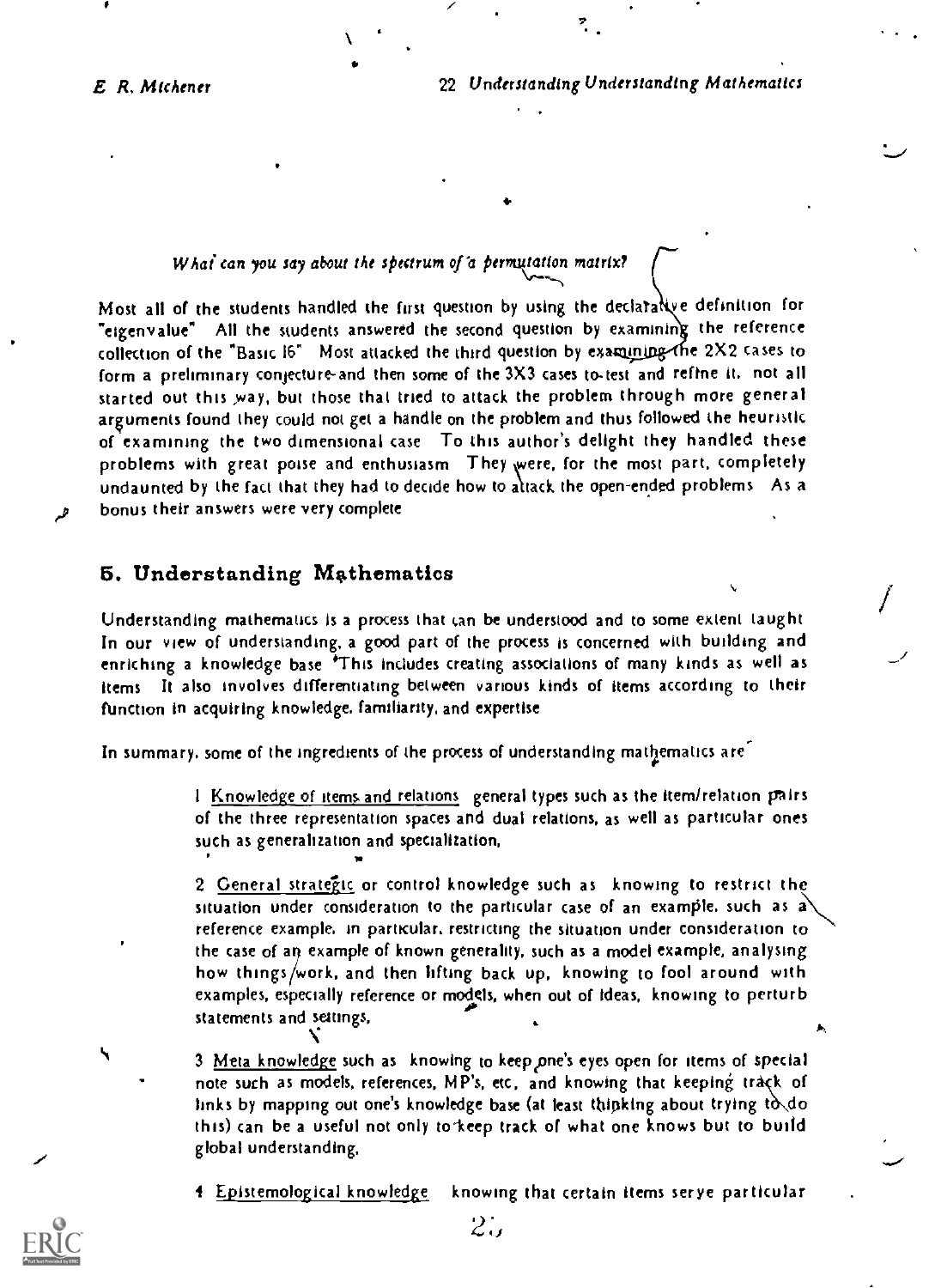*What can you say about the spectrum of a permutation matrix?*

Most all of the students handled the first question by using the declarative definition for "eigenvalue" All the students answered the second question by examining the reference collection of the "Basic 16" Most attacked the third question by examining the 2X2 cases to form a preliminary conjecture and then some of the 3X3 cases to test and refine it. not all started out this way, but those that tried to attack the problem through more general arguments found they could not get a handle on the problem and thus followed the heuristic of examining the two dimensional case To this author's delight they handled these problems with great poise and enthusiasm They were, for the most part, completely undaunted by the fact that they had to decide how to attack the open-ended problems As a bonus their answers were very complete

## 5. Understanding Mathematics

Understanding mathematics is a process that can be understood and to some extent taught In our view of understanding, a good part of the process is concerned with building and enriching a knowledge base This includes creating associations of many kinds as well as items It also involves differentiating between various kinds of items according to their function in acquiring knowledge, familiarity, and expertise

In summary, some of the ingredients of the process of understanding mathematics are

1 Knowledge of items and relations general types such as the item/relation pairs of the three representation spaces and dual relations, as well as particular ones such as generalization and specialization,

2 General strategic or control knowledge such as knowing to restrict the situation under consideration to the particular case of an example, such as a reference example, in particular, restricting the situation under consideration to the case of an example of known generality, such as a model example, analysing how things/work, and then lifting back up, knowing to fool around with examples, especially reference or models, when out of ideas, knowing to perturb statements and settings,

3 Meta knowledge such as knowing to keep one's eyes open for items of special note such as models, references, MP's, etc, and knowing that keeping track of links by mapping out one's knowledge base (at least thinking about trying to do this) can be a useful not only to keep track of what one knows but to build global understanding,

4 Epistemological knowledge knowing that certain items serve particular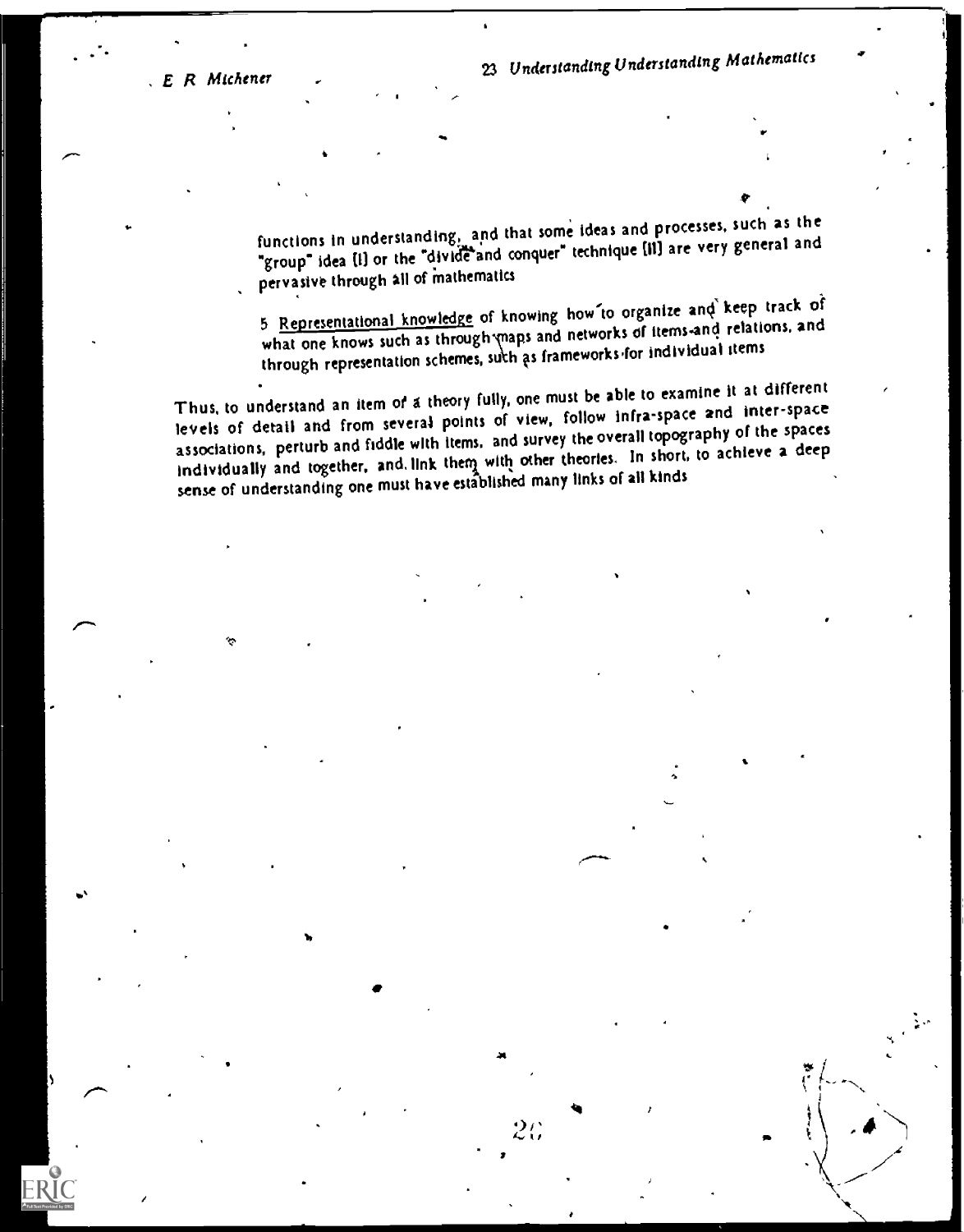functions in understanding, and that some ideas and processes, such as the "group" idea [I] or the "divide and conquer" technique [II] are very general and pervasive through all of mathematics

5 Representational knowledge of knowing how to organize and keep track of what one knows such as through maps and networks of items and relations, and through representation schemes, such as frameworks for individual items

Thus, to understand an item of a theory fully, one must be able to examine it at different levels of detail and from several points of view, follow infra-space and inter-space associations, perturb and fiddle with items, and survey the overall topography of the spaces individually and together, and link them with other theories. In short, to achieve a deep sense of understanding one must have established many links of all kinds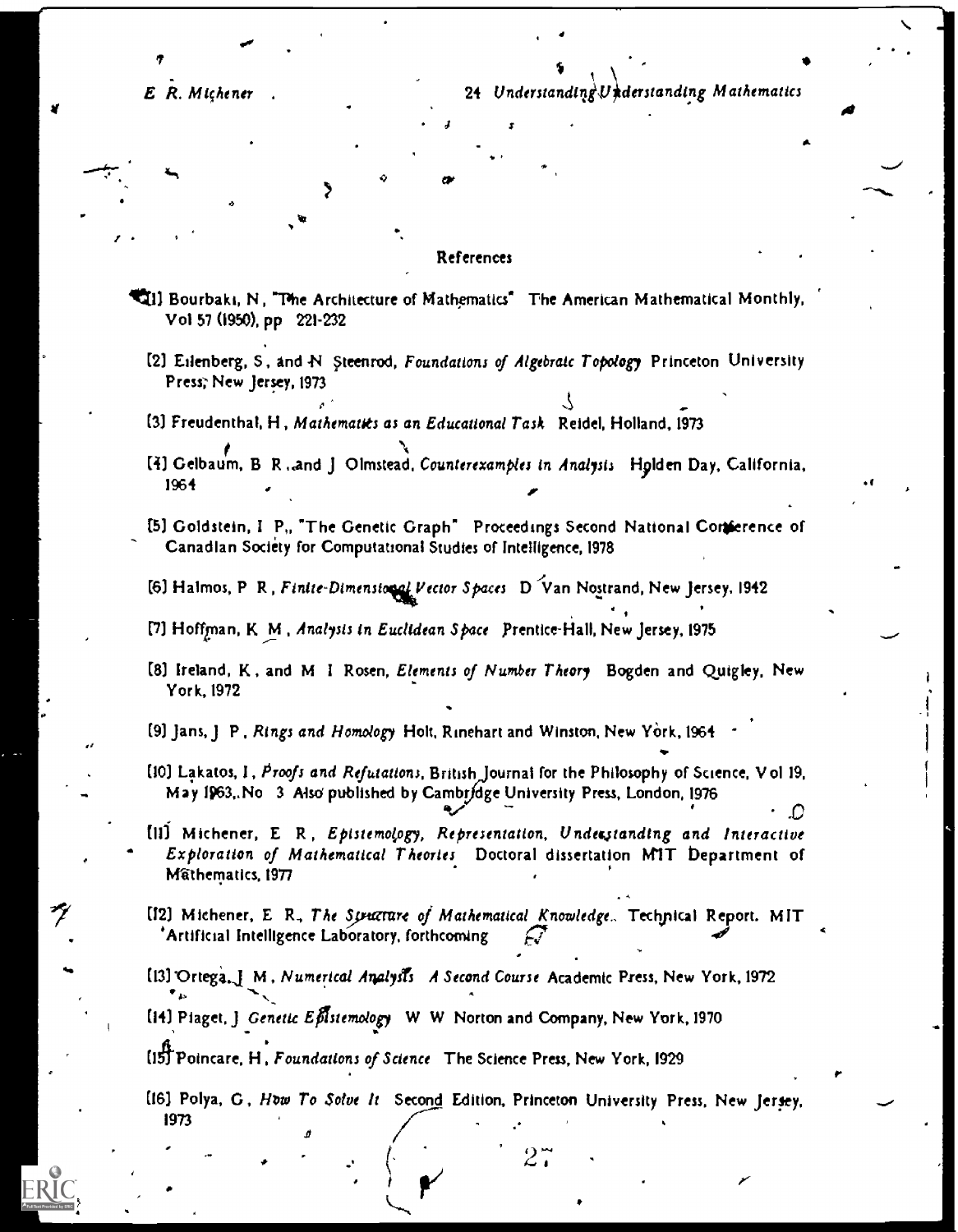## References

[1] Bourbaki, N, "The Architecture of Mathematics" The American Mathematical Monthly, Vol 57 (1950), pp 221-232

[2] Eilenberg, S, and N Steenrod, *Foundations of Algebraic Topology* Princeton University Press, New Jersey, 1973

[3] Freudenthal, H, *Mathematics as an Educational Task* Reidel, Holland, 1973

[4] Gelbaum, B R, and J Olmstead, *Counterexamples in Analysis* Holden Day, California, 1964

[5] Goldstein, I P., "The Genetic Graph" Proceedings Second National Conference of Canadian Society for Computational Studies of Intelligence, 1978

[6] Halmos, P R, *Finite-Dimensional Vector Spaces* D Van Nostrand, New Jersey, 1942

[7] Hoffman, K M, *Analysis in Euclidean Space* Prentice-Hall, New Jersey, 1975

[8] Ireland, K, and M I Rosen, *Elements of Number Theory* Bogden and Quigley, New York, 1972

[9] Jans, J P, *Rings and Homology* Holt, Rinehart and Winston, New York, 1964

[10] Lakatos, I, *Proofs and Refutations*, British Journal for the Philosophy of Science, Vol 19, May 1963, No 3 Also published by Cambridge University Press, London, 1976

[11] Michener, E R, *Epistemology, Representation, Understanding and Interactive Exploration of Mathematical Theories* Doctoral dissertation MIT Department of Mathematics, 1977

[12] Michener, E R, *The Structure of Mathematical Knowledge*. Technical Report. MIT Artificial Intelligence Laboratory, forthcoming

[13] Ortega, J M, *Numerical Analysis A Second Course* Academic Press, New York, 1972

[14] Piaget, J *Genetic Epistemology* W W Norton and Company, New York, 1970

[15] Poincare, H, *Foundations of Science* The Science Press, New York, 1929

[16] Polya, G, *How To Solve It* Second Edition, Princeton University Press, New Jersey, 1973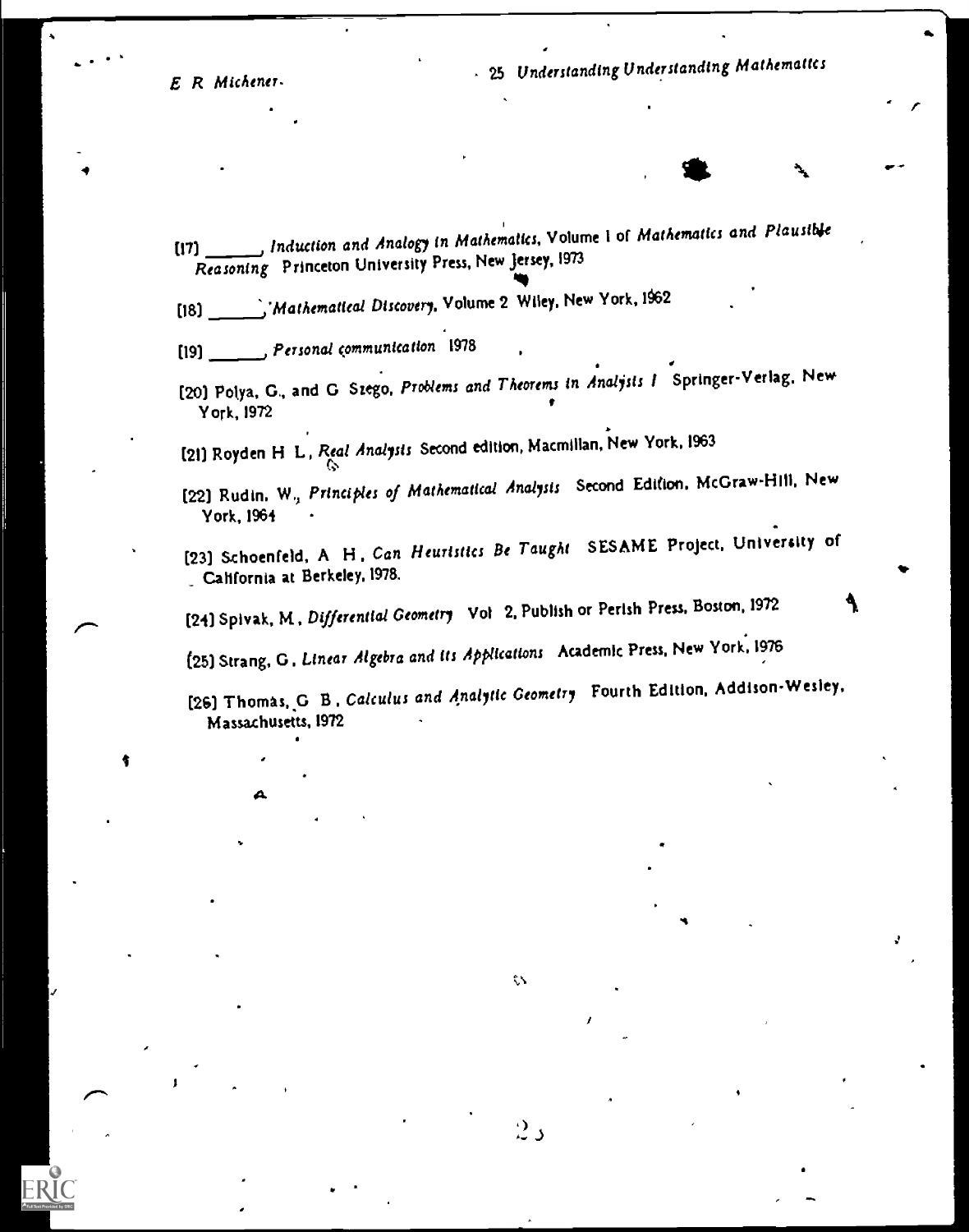[17] ______, *Induction and Analogy in Mathematics*, Volume I of *Mathematics and Plausible Reasoning* Princeton University Press, New Jersey, 1973

[18] ______, *Mathematical Discovery*, Volume 2 Wiley, New York, 1962

[19] ______, *Personal communication* 1978

[20] Polya, G., and G Szego, *Problems and Theorems in Analysis I* Springer-Verlag, New York, 1972

[21] Royden H L, *Real Analysis* Second edition, Macmillan, New York, 1963

[22] Rudin, W., *Principles of Mathematical Analysis* Second Edition, McGraw-Hill, New York, 1964

[23] Schoenfeld, A H, *Can Heuristics Be Taught* SESAME Project, University of California at Berkeley, 1978.

[24] Spivak, M, *Differential Geometry* Vol 2, Publish or Perish Press, Boston, 1972

[25] Strang, G, *Linear Algebra and its Applications* Academic Press, New York, 1976

[26] Thomas, G B, *Calculus and Analytic Geometry* Fourth Edition, Addison-Wesley, Massachusetts, 1972